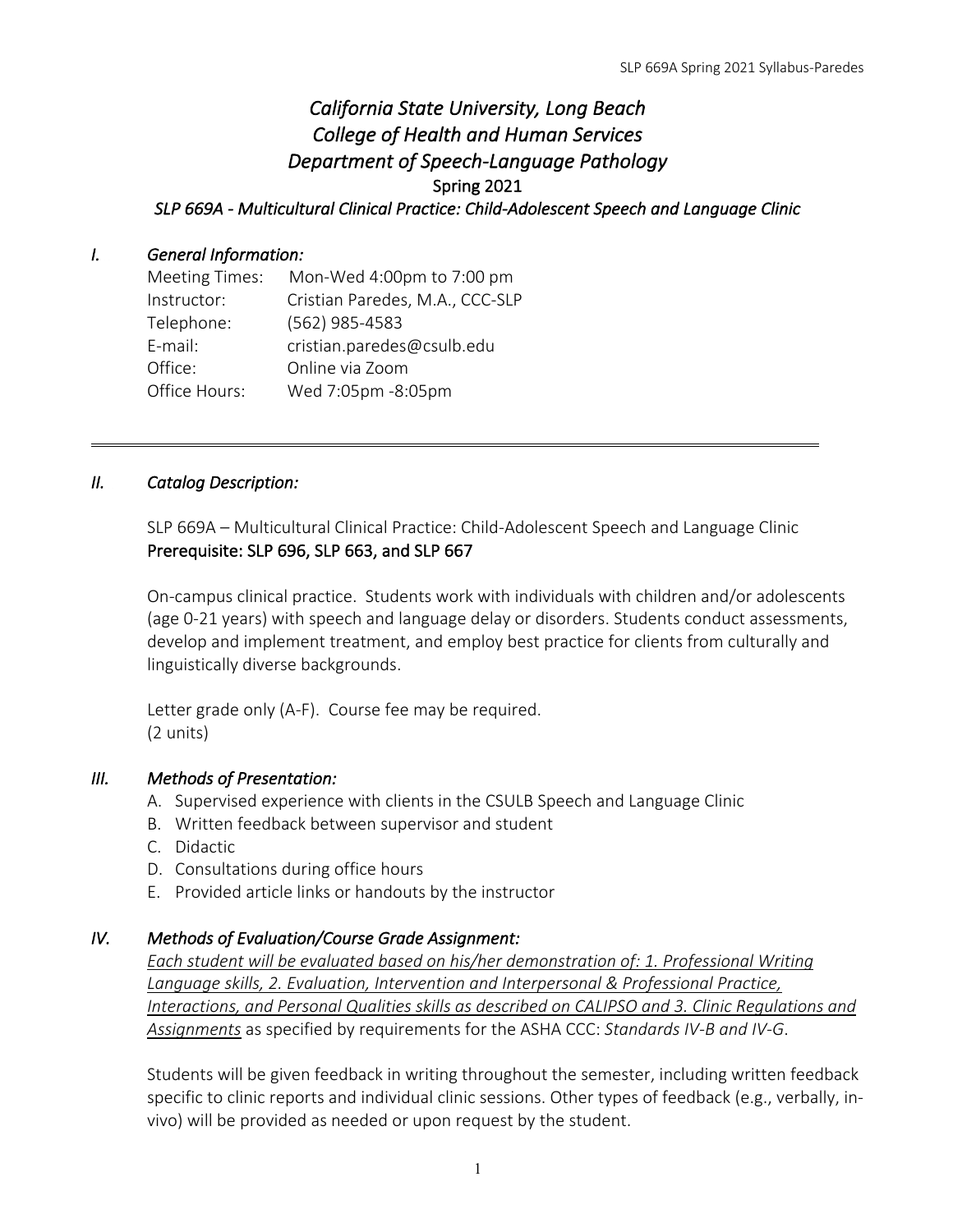# *California State University, Long Beach*
# *College of Health and Human Services*
# *Department of Speech-Language Pathology*

## Spring 2021

### *SLP 669A - Multicultural Clinical Practice: Child-Adolescent Speech and Language Clinic*

## *I. General Information:*

Meeting Times: Mon-Wed 4:00pm to 7:00 pm
Instructor: Cristian Paredes, M.A., CCC-SLP
Telephone: (562) 985-4583
E-mail: cristian.paredes@csulb.edu
Office: Online via Zoom
Office Hours: Wed 7:05pm -8:05pm

---

## *II. Catalog Description:*

SLP 669A – Multicultural Clinical Practice: Child-Adolescent Speech and Language Clinic
Prerequisite: SLP 696, SLP 663, and SLP 667

On-campus clinical practice. Students work with individuals with children and/or adolescents (age 0-21 years) with speech and language delay or disorders. Students conduct assessments, develop and implement treatment, and employ best practice for clients from culturally and linguistically diverse backgrounds.

Letter grade only (A-F). Course fee may be required.
(2 units)

## *III. Methods of Presentation:*

A. Supervised experience with clients in the CSULB Speech and Language Clinic
B. Written feedback between supervisor and student
C. Didactic
D. Consultations during office hours
E. Provided article links or handouts by the instructor

## *IV. Methods of Evaluation/Course Grade Assignment:*

*Each student will be evaluated based on his/her demonstration of: 1. Professional Writing Language skills, 2. Evaluation, Intervention and Interpersonal & Professional Practice, Interactions, and Personal Qualities skills as described on CALIPSO and 3. Clinic Regulations and Assignments* as specified by requirements for the ASHA CCC: *Standards IV-B and IV-G*.

Students will be given feedback in writing throughout the semester, including written feedback specific to clinic reports and individual clinic sessions. Other types of feedback (e.g., verbally, in-vivo) will be provided as needed or upon request by the student.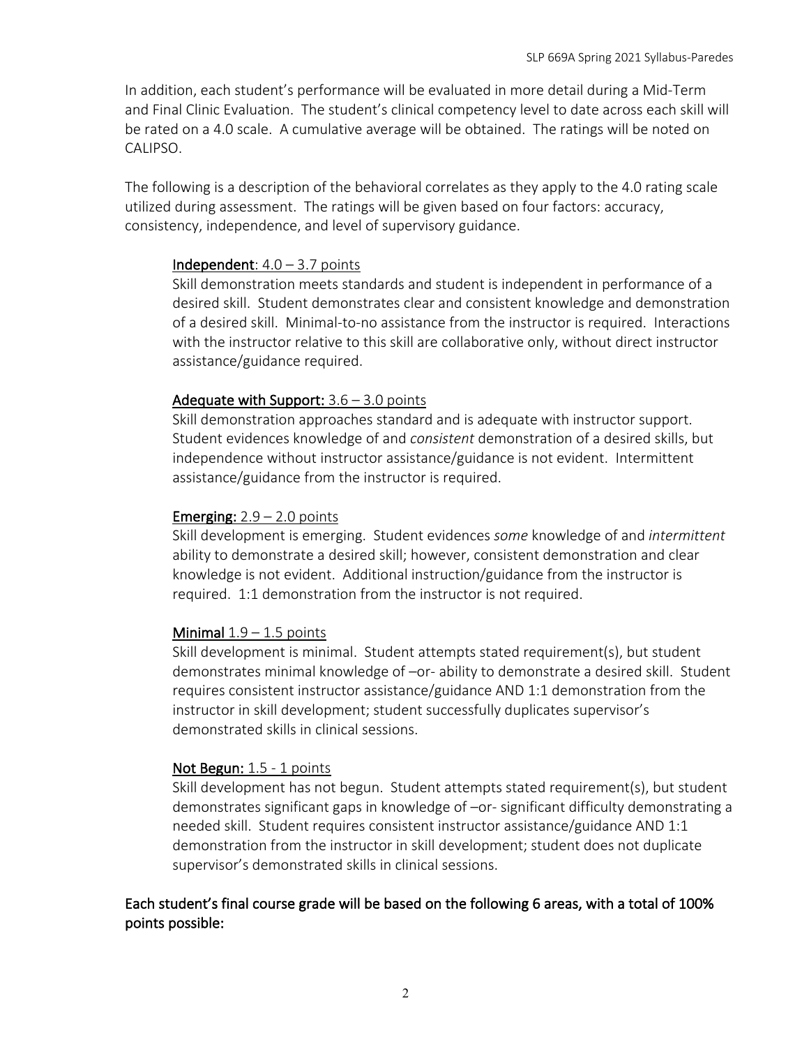In addition, each student's performance will be evaluated in more detail during a Mid-Term and Final Clinic Evaluation. The student's clinical competency level to date across each skill will be rated on a 4.0 scale. A cumulative average will be obtained. The ratings will be noted on CALIPSO.

The following is a description of the behavioral correlates as they apply to the 4.0 rating scale utilized during assessment. The ratings will be given based on four factors: accuracy, consistency, independence, and level of supervisory guidance.

**Independent**: 4.0 – 3.7 points
Skill demonstration meets standards and student is independent in performance of a desired skill. Student demonstrates clear and consistent knowledge and demonstration of a desired skill. Minimal-to-no assistance from the instructor is required. Interactions with the instructor relative to this skill are collaborative only, without direct instructor assistance/guidance required.

**Adequate with Support:** 3.6 – 3.0 points
Skill demonstration approaches standard and is adequate with instructor support. Student evidences knowledge of and *consistent* demonstration of a desired skills, but independence without instructor assistance/guidance is not evident. Intermittent assistance/guidance from the instructor is required.

**Emerging:** 2.9 – 2.0 points
Skill development is emerging. Student evidences *some* knowledge of and *intermittent* ability to demonstrate a desired skill; however, consistent demonstration and clear knowledge is not evident. Additional instruction/guidance from the instructor is required. 1:1 demonstration from the instructor is not required.

**Minimal** 1.9 – 1.5 points
Skill development is minimal. Student attempts stated requirement(s), but student demonstrates minimal knowledge of –or- ability to demonstrate a desired skill. Student requires consistent instructor assistance/guidance AND 1:1 demonstration from the instructor in skill development; student successfully duplicates supervisor's demonstrated skills in clinical sessions.

**Not Begun:** 1.5 - 1 points
Skill development has not begun. Student attempts stated requirement(s), but student demonstrates significant gaps in knowledge of –or- significant difficulty demonstrating a needed skill. Student requires consistent instructor assistance/guidance AND 1:1 demonstration from the instructor in skill development; student does not duplicate supervisor's demonstrated skills in clinical sessions.

**Each student's final course grade will be based on the following 6 areas, with a total of 100% points possible:**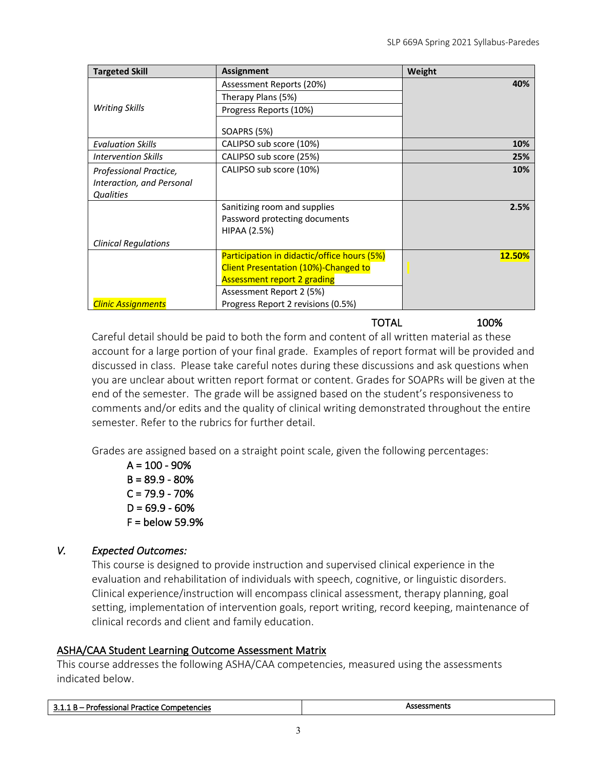| Targeted Skill | Assignment | Weight |
|---|---|---|
| *Writing Skills* | Assessment Reports (20%) | **40%** |
| | Therapy Plans (5%) | |
| | Progress Reports (10%) | |
| | SOAPRS (5%) | |
| *Evaluation Skills* | CALIPSO sub score (10%) | **10%** |
| *Intervention Skills* | CALIPSO sub score (25%) | **25%** |
| *Professional Practice, Interaction, and Personal Qualities* | CALIPSO sub score (10%) | **10%** |
| *Clinical Regulations* | Sanitizing room and supplies<br>Password protecting documents<br>HIPAA (2.5%) | **2.5%** |
| *Clinic Assignments* | Participation in didactic/office hours (5%)<br>Client Presentation (10%)-Changed to Assessment report 2 grading | **12.50%** |
| | Assessment Report 2 (5%)<br>Progress Report 2 revisions (0.5%) | |
| | TOTAL | 100% |

Careful detail should be paid to both the form and content of all written material as these account for a large portion of your final grade. Examples of report format will be provided and discussed in class. Please take careful notes during these discussions and ask questions when you are unclear about written report format or content. Grades for SOAPRs will be given at the end of the semester. The grade will be assigned based on the student's responsiveness to comments and/or edits and the quality of clinical writing demonstrated throughout the entire semester. Refer to the rubrics for further detail.

Grades are assigned based on a straight point scale, given the following percentages:

A = 100 - 90%
B = 89.9 - 80%
C = 79.9 - 70%
D = 69.9 - 60%
F = below 59.9%

## V. *Expected Outcomes:*

This course is designed to provide instruction and supervised clinical experience in the evaluation and rehabilitation of individuals with speech, cognitive, or linguistic disorders. Clinical experience/instruction will encompass clinical assessment, therapy planning, goal setting, implementation of intervention goals, report writing, record keeping, maintenance of clinical records and client and family education.

### ASHA/CAA Student Learning Outcome Assessment Matrix

This course addresses the following ASHA/CAA competencies, measured using the assessments indicated below.

| 3.1.1 B – Professional Practice Competencies | Assessments |
|---|---|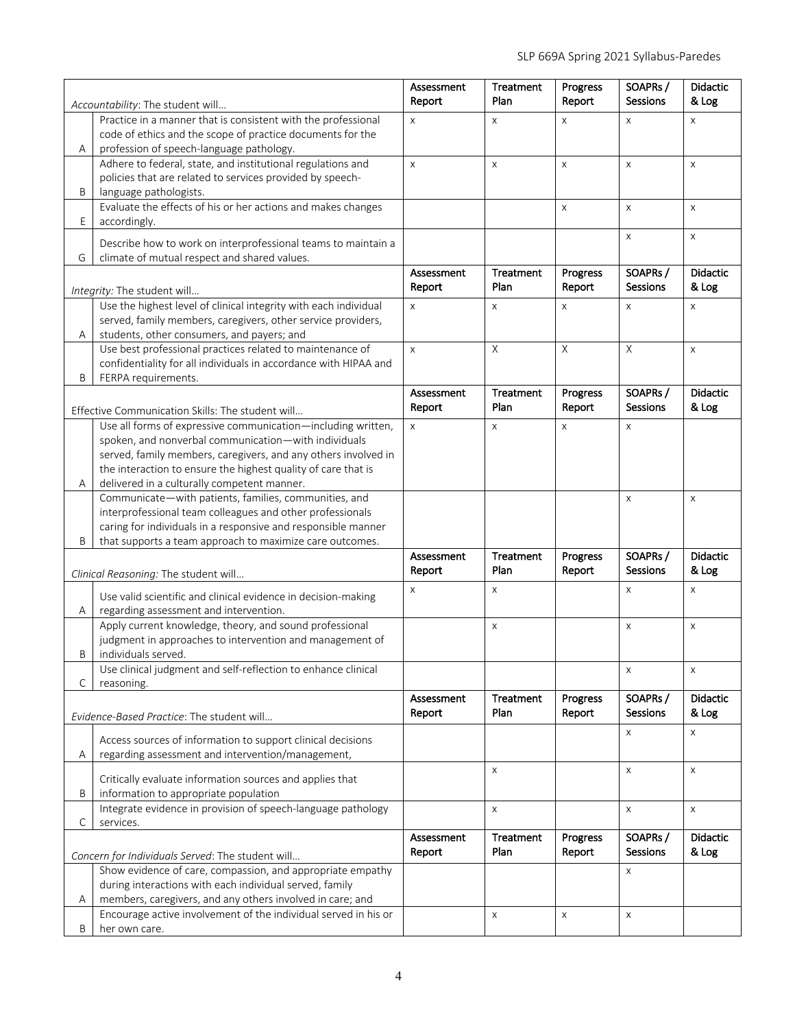| | Accountability: The student will… | Assessment Report | Treatment Plan | Progress Report | SOAPRs / Sessions | Didactic & Log |
|---|---|---|---|---|---|---|
| A | Practice in a manner that is consistent with the professional code of ethics and the scope of practice documents for the profession of speech-language pathology. | x | x | x | x | x |
| B | Adhere to federal, state, and institutional regulations and policies that are related to services provided by speech-language pathologists. | x | x | x | x | x |
| E | Evaluate the effects of his or her actions and makes changes accordingly. | | | x | x | x |
| G | Describe how to work on interprofessional teams to maintain a climate of mutual respect and shared values. | | | | x | x |
| | *Integrity:* The student will… | Assessment Report | Treatment Plan | Progress Report | SOAPRs / Sessions | Didactic & Log |
| A | Use the highest level of clinical integrity with each individual served, family members, caregivers, other service providers, students, other consumers, and payers; and | x | x | x | x | x |
| B | Use best professional practices related to maintenance of confidentiality for all individuals in accordance with HIPAA and FERPA requirements. | x | X | X | X | x |
| | Effective Communication Skills: The student will… | Assessment Report | Treatment Plan | Progress Report | SOAPRs / Sessions | Didactic & Log |
| A | Use all forms of expressive communication—including written, spoken, and nonverbal communication—with individuals served, family members, caregivers, and any others involved in the interaction to ensure the highest quality of care that is delivered in a culturally competent manner. | x | x | x | x | |
| B | Communicate—with patients, families, communities, and interprofessional team colleagues and other professionals caring for individuals in a responsive and responsible manner that supports a team approach to maximize care outcomes. | | | | x | x |
| | *Clinical Reasoning:* The student will… | Assessment Report | Treatment Plan | Progress Report | SOAPRs / Sessions | Didactic & Log |
| A | Use valid scientific and clinical evidence in decision-making regarding assessment and intervention. | x | x | | x | x |
| B | Apply current knowledge, theory, and sound professional judgment in approaches to intervention and management of individuals served. | | x | | x | x |
| C | Use clinical judgment and self-reflection to enhance clinical reasoning. | | | | x | x |
| | *Evidence-Based Practice*: The student will… | Assessment Report | Treatment Plan | Progress Report | SOAPRs / Sessions | Didactic & Log |
| A | Access sources of information to support clinical decisions regarding assessment and intervention/management, | | | | x | x |
| B | Critically evaluate information sources and applies that information to appropriate population | | x | | x | x |
| C | Integrate evidence in provision of speech-language pathology services. | | x | | x | x |
| | *Concern for Individuals Served*: The student will… | Assessment Report | Treatment Plan | Progress Report | SOAPRs / Sessions | Didactic & Log |
| A | Show evidence of care, compassion, and appropriate empathy during interactions with each individual served, family members, caregivers, and any others involved in care; and | | | | x | |
| B | Encourage active involvement of the individual served in his or her own care. | | x | x | x | |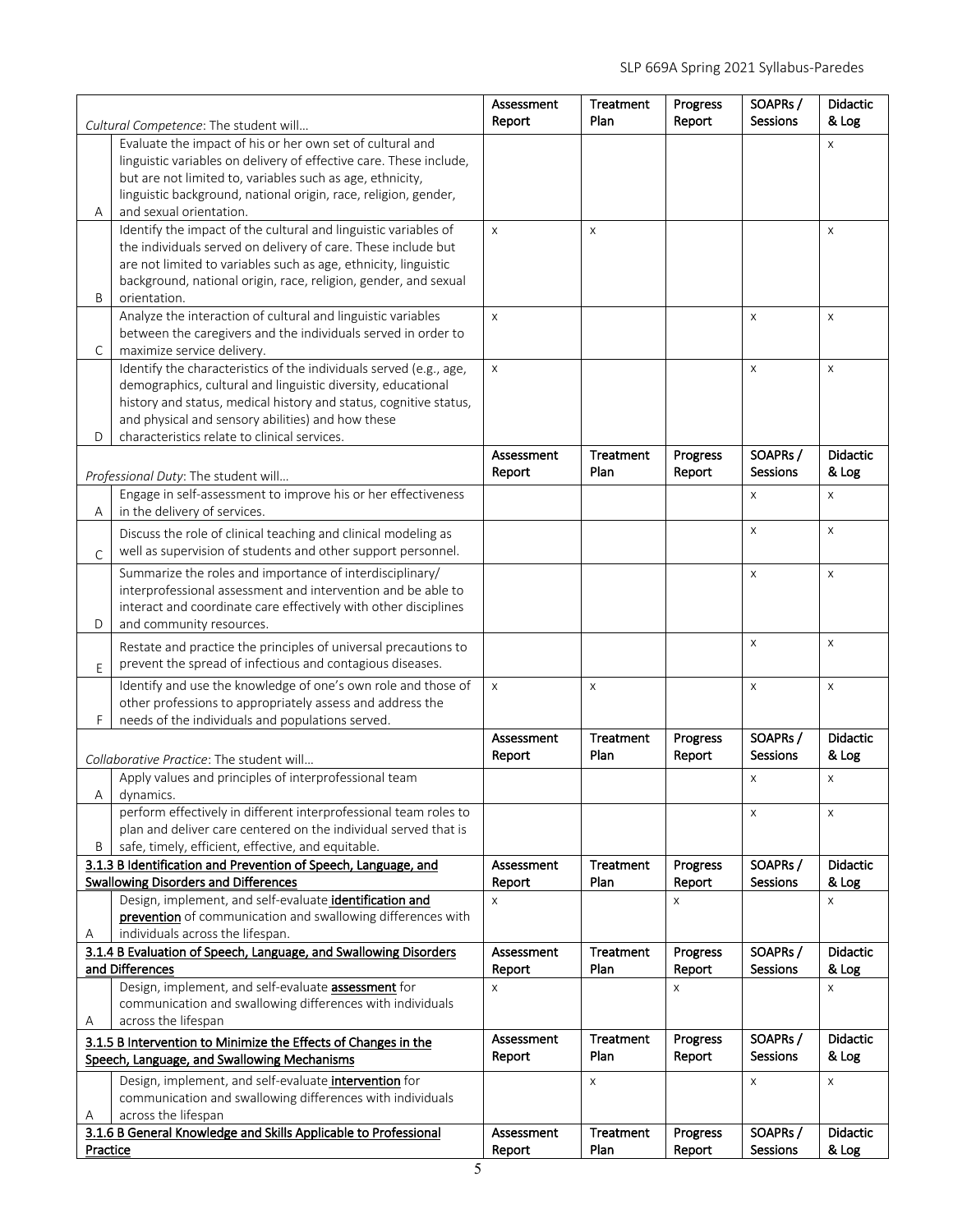| | *Cultural Competence*: The student will… | Assessment Report | Treatment Plan | Progress Report | SOAPRs / Sessions | Didactic & Log |
|---|---|---|---|---|---|---|
| A | Evaluate the impact of his or her own set of cultural and linguistic variables on delivery of effective care. These include, but are not limited to, variables such as age, ethnicity, linguistic background, national origin, race, religion, gender, and sexual orientation. | | | | | x |
| B | Identify the impact of the cultural and linguistic variables of the individuals served on delivery of care. These include but are not limited to variables such as age, ethnicity, linguistic background, national origin, race, religion, gender, and sexual orientation. | x | x | | | x |
| C | Analyze the interaction of cultural and linguistic variables between the caregivers and the individuals served in order to maximize service delivery. | x | | | x | x |
| D | Identify the characteristics of the individuals served (e.g., age, demographics, cultural and linguistic diversity, educational history and status, medical history and status, cognitive status, and physical and sensory abilities) and how these characteristics relate to clinical services. | x | | | x | x |
| | *Professional Duty*: The student will… | Assessment Report | Treatment Plan | Progress Report | SOAPRs / Sessions | Didactic & Log |
| A | Engage in self-assessment to improve his or her effectiveness in the delivery of services. | | | | x | x |
| C | Discuss the role of clinical teaching and clinical modeling as well as supervision of students and other support personnel. | | | | x | x |
| D | Summarize the roles and importance of interdisciplinary/ interprofessional assessment and intervention and be able to interact and coordinate care effectively with other disciplines and community resources. | | | | x | x |
| E | Restate and practice the principles of universal precautions to prevent the spread of infectious and contagious diseases. | | | | x | x |
| F | Identify and use the knowledge of one's own role and those of other professions to appropriately assess and address the needs of the individuals and populations served. | x | x | | x | x |
| | *Collaborative Practice*: The student will… | Assessment Report | Treatment Plan | Progress Report | SOAPRs / Sessions | Didactic & Log |
| A | Apply values and principles of interprofessional team dynamics. | | | | x | x |
| B | perform effectively in different interprofessional team roles to plan and deliver care centered on the individual served that is safe, timely, efficient, effective, and equitable. | | | | x | x |
| | <u>3.1.3 B Identification and Prevention of Speech, Language, and Swallowing Disorders and Differences</u> | Assessment Report | Treatment Plan | Progress Report | SOAPRs / Sessions | Didactic & Log |
| A | Design, implement, and self-evaluate **<u>identification and prevention</u>** of communication and swallowing differences with individuals across the lifespan. | x | | x | | x |
| | <u>3.1.4 B Evaluation of Speech, Language, and Swallowing Disorders and Differences</u> | Assessment Report | Treatment Plan | Progress Report | SOAPRs / Sessions | Didactic & Log |
| A | Design, implement, and self-evaluate **<u>assessment</u>** for communication and swallowing differences with individuals across the lifespan | x | | x | | x |
| | <u>3.1.5 B Intervention to Minimize the Effects of Changes in the Speech, Language, and Swallowing Mechanisms</u> | Assessment Report | Treatment Plan | Progress Report | SOAPRs / Sessions | Didactic & Log |
| A | Design, implement, and self-evaluate **<u>intervention</u>** for communication and swallowing differences with individuals across the lifespan | | x | | x | x |
| | <u>3.1.6 B General Knowledge and Skills Applicable to Professional Practice</u> | Assessment Report | Treatment Plan | Progress Report | SOAPRs / Sessions | Didactic & Log |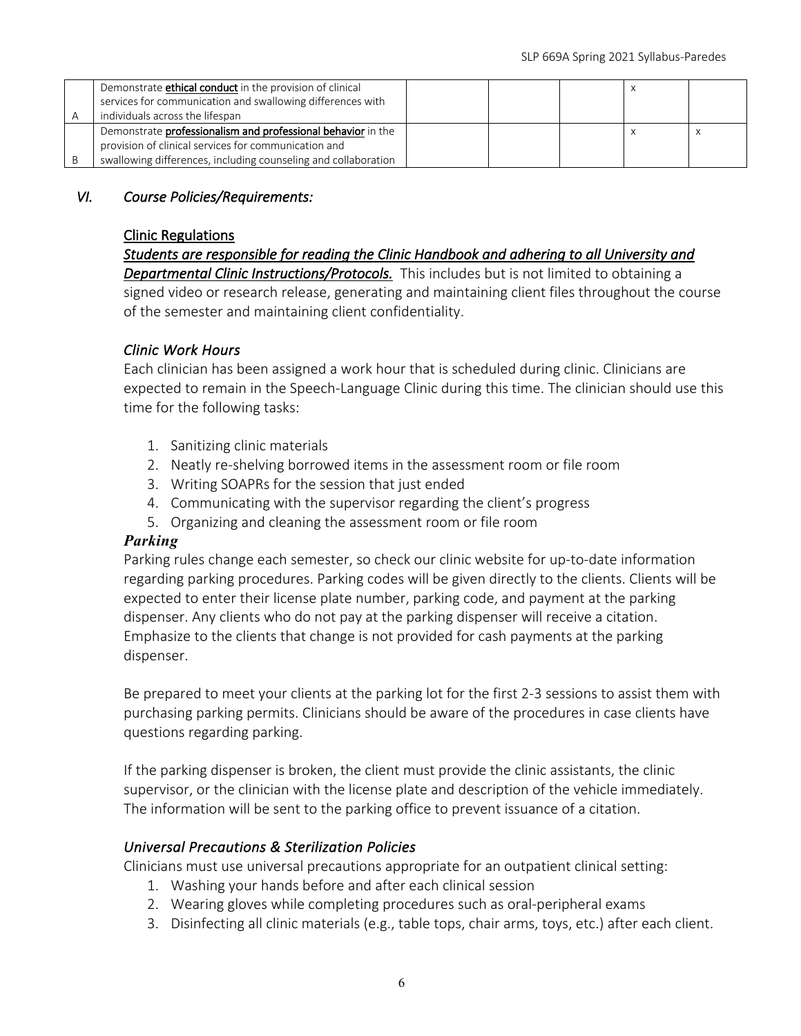| | | | | | | |
|---|---|---|---|---|---|---|
| A | Demonstrate **ethical conduct** in the provision of clinical services for communication and swallowing differences with individuals across the lifespan | | | | x | |
| B | Demonstrate **professionalism and professional behavior** in the provision of clinical services for communication and swallowing differences, including counseling and collaboration | | | | x | x |

## *VI. Course Policies/Requirements:*

### Clinic Regulations

***Students are responsible for reading the Clinic Handbook and adhering to all University and Departmental Clinic Instructions/Protocols.*** This includes but is not limited to obtaining a signed video or research release, generating and maintaining client files throughout the course of the semester and maintaining client confidentiality.

### *Clinic Work Hours*

Each clinician has been assigned a work hour that is scheduled during clinic. Clinicians are expected to remain in the Speech-Language Clinic during this time. The clinician should use this time for the following tasks:

1. Sanitizing clinic materials
2. Neatly re-shelving borrowed items in the assessment room or file room
3. Writing SOAPRs for the session that just ended
4. Communicating with the supervisor regarding the client's progress
5. Organizing and cleaning the assessment room or file room

### ***Parking***

Parking rules change each semester, so check our clinic website for up-to-date information regarding parking procedures. Parking codes will be given directly to the clients. Clients will be expected to enter their license plate number, parking code, and payment at the parking dispenser. Any clients who do not pay at the parking dispenser will receive a citation. Emphasize to the clients that change is not provided for cash payments at the parking dispenser.

Be prepared to meet your clients at the parking lot for the first 2-3 sessions to assist them with purchasing parking permits. Clinicians should be aware of the procedures in case clients have questions regarding parking.

If the parking dispenser is broken, the client must provide the clinic assistants, the clinic supervisor, or the clinician with the license plate and description of the vehicle immediately. The information will be sent to the parking office to prevent issuance of a citation.

### *Universal Precautions & Sterilization Policies*

Clinicians must use universal precautions appropriate for an outpatient clinical setting:

1. Washing your hands before and after each clinical session
2. Wearing gloves while completing procedures such as oral-peripheral exams
3. Disinfecting all clinic materials (e.g., table tops, chair arms, toys, etc.) after each client.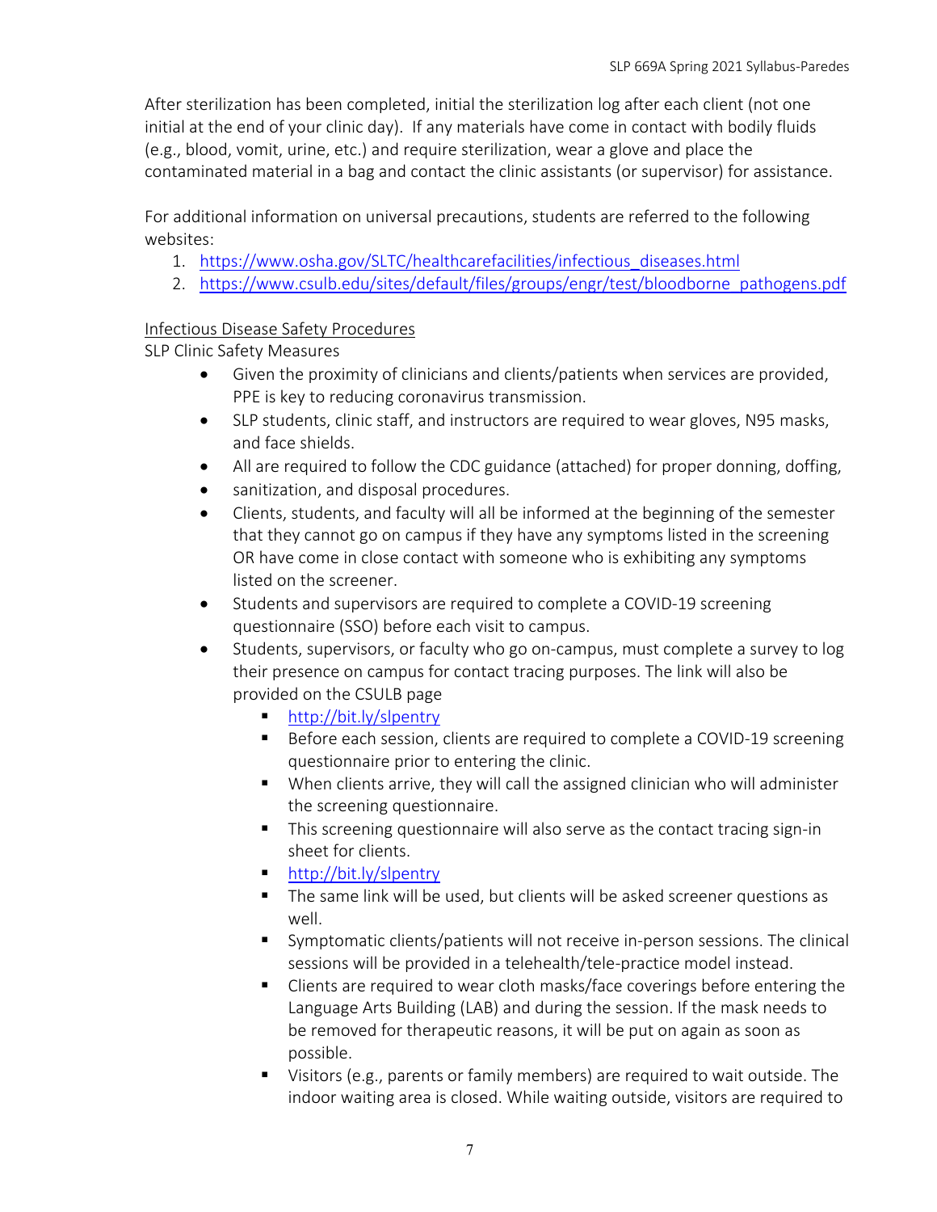After sterilization has been completed, initial the sterilization log after each client (not one initial at the end of your clinic day). If any materials have come in contact with bodily fluids (e.g., blood, vomit, urine, etc.) and require sterilization, wear a glove and place the contaminated material in a bag and contact the clinic assistants (or supervisor) for assistance.

For additional information on universal precautions, students are referred to the following websites:

1. https://www.osha.gov/SLTC/healthcarefacilities/infectious_diseases.html
2. https://www.csulb.edu/sites/default/files/groups/engr/test/bloodborne_pathogens.pdf

Infectious Disease Safety Procedures

SLP Clinic Safety Measures

- Given the proximity of clinicians and clients/patients when services are provided, PPE is key to reducing coronavirus transmission.
- SLP students, clinic staff, and instructors are required to wear gloves, N95 masks, and face shields.
- All are required to follow the CDC guidance (attached) for proper donning, doffing,
- sanitization, and disposal procedures.
- Clients, students, and faculty will all be informed at the beginning of the semester that they cannot go on campus if they have any symptoms listed in the screening OR have come in close contact with someone who is exhibiting any symptoms listed on the screener.
- Students and supervisors are required to complete a COVID-19 screening questionnaire (SSO) before each visit to campus.
- Students, supervisors, or faculty who go on-campus, must complete a survey to log their presence on campus for contact tracing purposes. The link will also be provided on the CSULB page
  - http://bit.ly/slpentry
  - Before each session, clients are required to complete a COVID-19 screening questionnaire prior to entering the clinic.
  - When clients arrive, they will call the assigned clinician who will administer the screening questionnaire.
  - This screening questionnaire will also serve as the contact tracing sign-in sheet for clients.
  - http://bit.ly/slpentry
  - The same link will be used, but clients will be asked screener questions as well.
  - Symptomatic clients/patients will not receive in-person sessions. The clinical sessions will be provided in a telehealth/tele-practice model instead.
  - Clients are required to wear cloth masks/face coverings before entering the Language Arts Building (LAB) and during the session. If the mask needs to be removed for therapeutic reasons, it will be put on again as soon as possible.
  - Visitors (e.g., parents or family members) are required to wait outside. The indoor waiting area is closed. While waiting outside, visitors are required to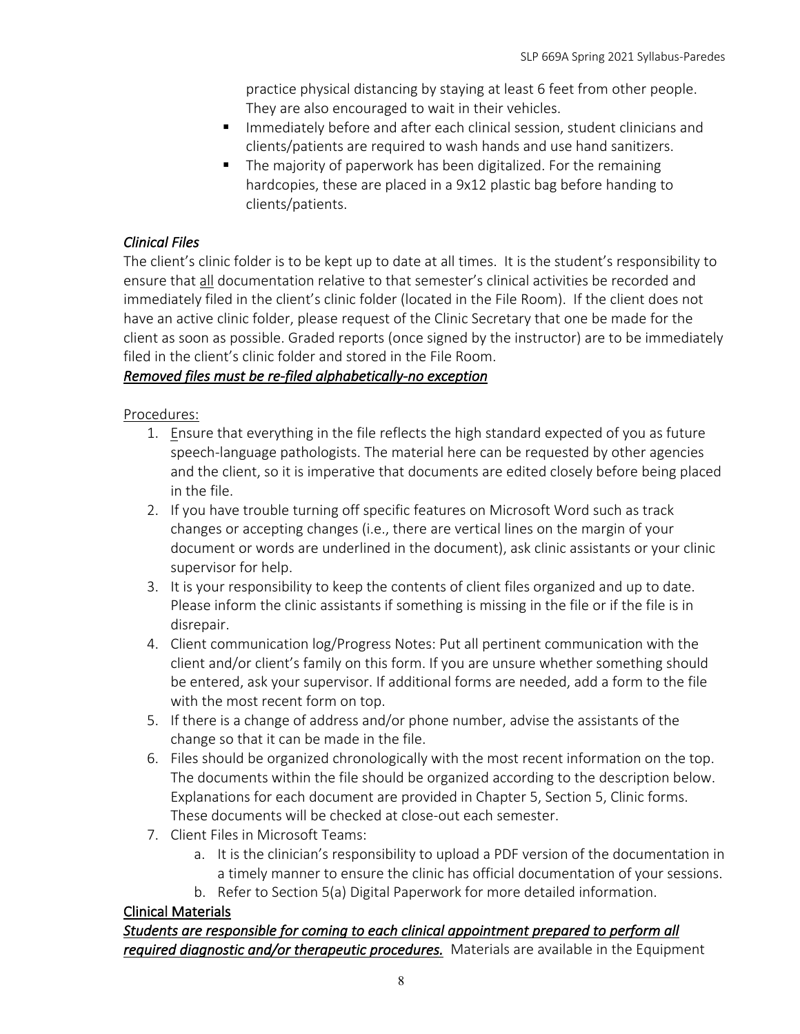practice physical distancing by staying at least 6 feet from other people. They are also encouraged to wait in their vehicles.

- Immediately before and after each clinical session, student clinicians and clients/patients are required to wash hands and use hand sanitizers.
- The majority of paperwork has been digitalized. For the remaining hardcopies, these are placed in a 9x12 plastic bag before handing to clients/patients.

### *Clinical Files*

The client's clinic folder is to be kept up to date at all times. It is the student's responsibility to ensure that <u>all</u> documentation relative to that semester's clinical activities be recorded and immediately filed in the client's clinic folder (located in the File Room). If the client does not have an active clinic folder, please request of the Clinic Secretary that one be made for the client as soon as possible. Graded reports (once signed by the instructor) are to be immediately filed in the client's clinic folder and stored in the File Room.

***<u>Removed files must be re-filed alphabetically-no exception</u>***

<u>Procedures:</u>

1. Ensure that everything in the file reflects the high standard expected of you as future speech-language pathologists. The material here can be requested by other agencies and the client, so it is imperative that documents are edited closely before being placed in the file.
2. If you have trouble turning off specific features on Microsoft Word such as track changes or accepting changes (i.e., there are vertical lines on the margin of your document or words are underlined in the document), ask clinic assistants or your clinic supervisor for help.
3. It is your responsibility to keep the contents of client files organized and up to date. Please inform the clinic assistants if something is missing in the file or if the file is in disrepair.
4. Client communication log/Progress Notes: Put all pertinent communication with the client and/or client's family on this form. If you are unsure whether something should be entered, ask your supervisor. If additional forms are needed, add a form to the file with the most recent form on top.
5. If there is a change of address and/or phone number, advise the assistants of the change so that it can be made in the file.
6. Files should be organized chronologically with the most recent information on the top. The documents within the file should be organized according to the description below. Explanations for each document are provided in Chapter 5, Section 5, Clinic forms. These documents will be checked at close-out each semester.
7. Client Files in Microsoft Teams:
   a. It is the clinician's responsibility to upload a PDF version of the documentation in a timely manner to ensure the clinic has official documentation of your sessions.
   b. Refer to Section 5(a) Digital Paperwork for more detailed information.

### <u>Clinical Materials</u>

***<u>Students are responsible for coming to each clinical appointment prepared to perform all required diagnostic and/or therapeutic procedures.</u>*** Materials are available in the Equipment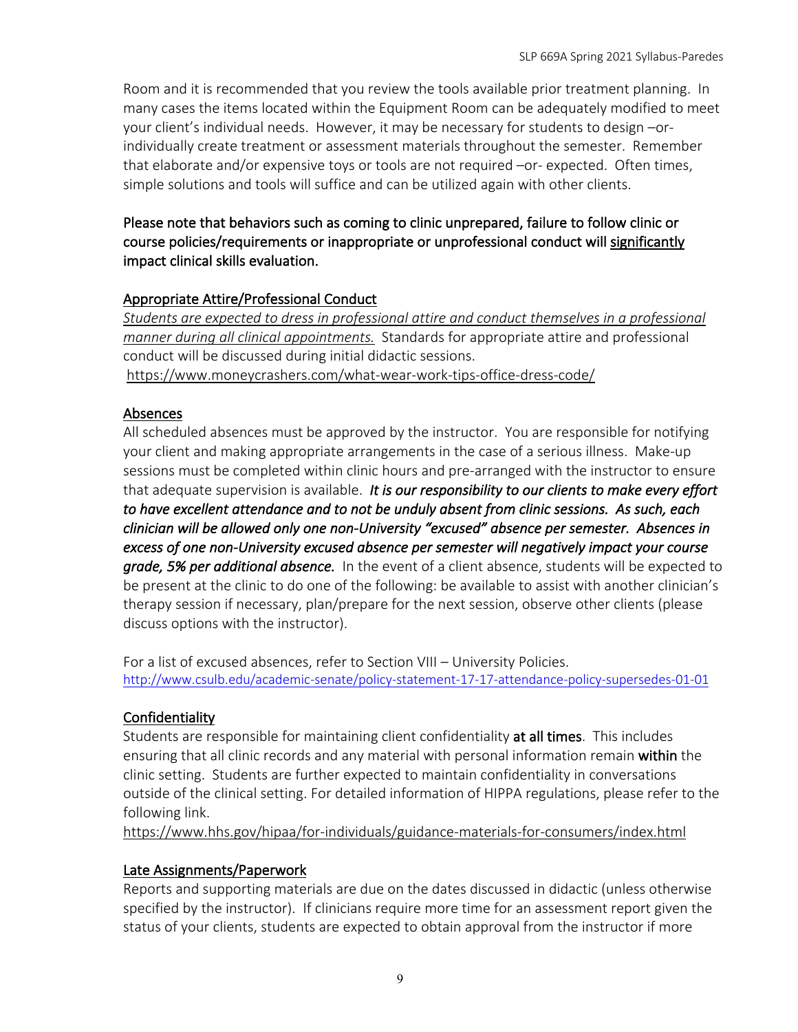Room and it is recommended that you review the tools available prior treatment planning. In many cases the items located within the Equipment Room can be adequately modified to meet your client's individual needs. However, it may be necessary for students to design –or- individually create treatment or assessment materials throughout the semester. Remember that elaborate and/or expensive toys or tools are not required –or- expected. Often times, simple solutions and tools will suffice and can be utilized again with other clients.

Please note that behaviors such as coming to clinic unprepared, failure to follow clinic or course policies/requirements or inappropriate or unprofessional conduct will significantly impact clinical skills evaluation.

## Appropriate Attire/Professional Conduct

*Students are expected to dress in professional attire and conduct themselves in a professional manner during all clinical appointments.* Standards for appropriate attire and professional conduct will be discussed during initial didactic sessions.
https://www.moneycrashers.com/what-wear-work-tips-office-dress-code/

## Absences

All scheduled absences must be approved by the instructor. You are responsible for notifying your client and making appropriate arrangements in the case of a serious illness. Make-up sessions must be completed within clinic hours and pre-arranged with the instructor to ensure that adequate supervision is available. ***It is our responsibility to our clients to make every effort to have excellent attendance and to not be unduly absent from clinic sessions. As such, each clinician will be allowed only one non-University "excused" absence per semester. Absences in excess of one non-University excused absence per semester will negatively impact your course grade, 5% per additional absence.*** In the event of a client absence, students will be expected to be present at the clinic to do one of the following: be available to assist with another clinician's therapy session if necessary, plan/prepare for the next session, observe other clients (please discuss options with the instructor).

For a list of excused absences, refer to Section VIII – University Policies.
http://www.csulb.edu/academic-senate/policy-statement-17-17-attendance-policy-supersedes-01-01

## Confidentiality

Students are responsible for maintaining client confidentiality **at all times**. This includes ensuring that all clinic records and any material with personal information remain **within** the clinic setting. Students are further expected to maintain confidentiality in conversations outside of the clinical setting. For detailed information of HIPPA regulations, please refer to the following link.
https://www.hhs.gov/hipaa/for-individuals/guidance-materials-for-consumers/index.html

## Late Assignments/Paperwork

Reports and supporting materials are due on the dates discussed in didactic (unless otherwise specified by the instructor). If clinicians require more time for an assessment report given the status of your clients, students are expected to obtain approval from the instructor if more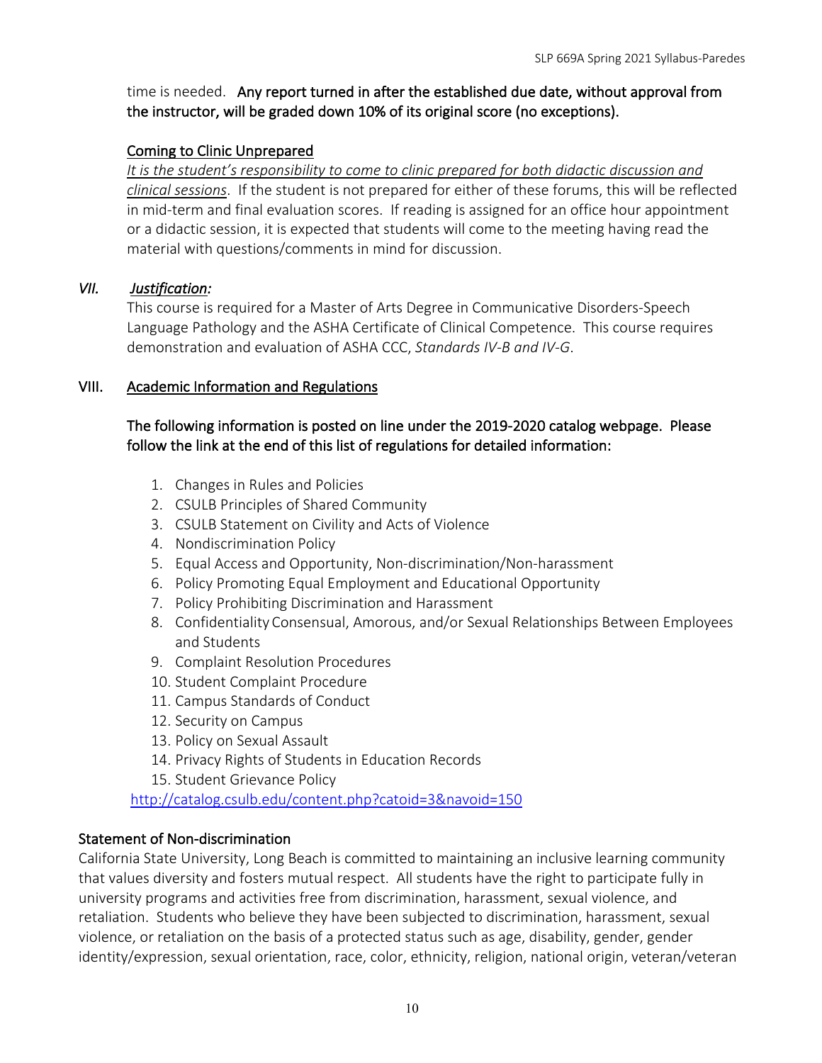time is needed. **Any report turned in after the established due date, without approval from the instructor, will be graded down 10% of its original score (no exceptions).**

### Coming to Clinic Unprepared

*It is the student's responsibility to come to clinic prepared for both didactic discussion and clinical sessions*. If the student is not prepared for either of these forums, this will be reflected in mid-term and final evaluation scores. If reading is assigned for an office hour appointment or a didactic session, it is expected that students will come to the meeting having read the material with questions/comments in mind for discussion.

## *VII. Justification:*

This course is required for a Master of Arts Degree in Communicative Disorders-Speech Language Pathology and the ASHA Certificate of Clinical Competence. This course requires demonstration and evaluation of ASHA CCC, *Standards IV-B and IV-G*.

## VIII. Academic Information and Regulations

The following information is posted on line under the 2019-2020 catalog webpage. Please follow the link at the end of this list of regulations for detailed information:

1. Changes in Rules and Policies
2. CSULB Principles of Shared Community
3. CSULB Statement on Civility and Acts of Violence
4. Nondiscrimination Policy
5. Equal Access and Opportunity, Non-discrimination/Non-harassment
6. Policy Promoting Equal Employment and Educational Opportunity
7. Policy Prohibiting Discrimination and Harassment
8. Confidentiality Consensual, Amorous, and/or Sexual Relationships Between Employees and Students
9. Complaint Resolution Procedures
10. Student Complaint Procedure
11. Campus Standards of Conduct
12. Security on Campus
13. Policy on Sexual Assault
14. Privacy Rights of Students in Education Records
15. Student Grievance Policy

http://catalog.csulb.edu/content.php?catoid=3&navoid=150

### Statement of Non-discrimination

California State University, Long Beach is committed to maintaining an inclusive learning community that values diversity and fosters mutual respect. All students have the right to participate fully in university programs and activities free from discrimination, harassment, sexual violence, and retaliation. Students who believe they have been subjected to discrimination, harassment, sexual violence, or retaliation on the basis of a protected status such as age, disability, gender, gender identity/expression, sexual orientation, race, color, ethnicity, religion, national origin, veteran/veteran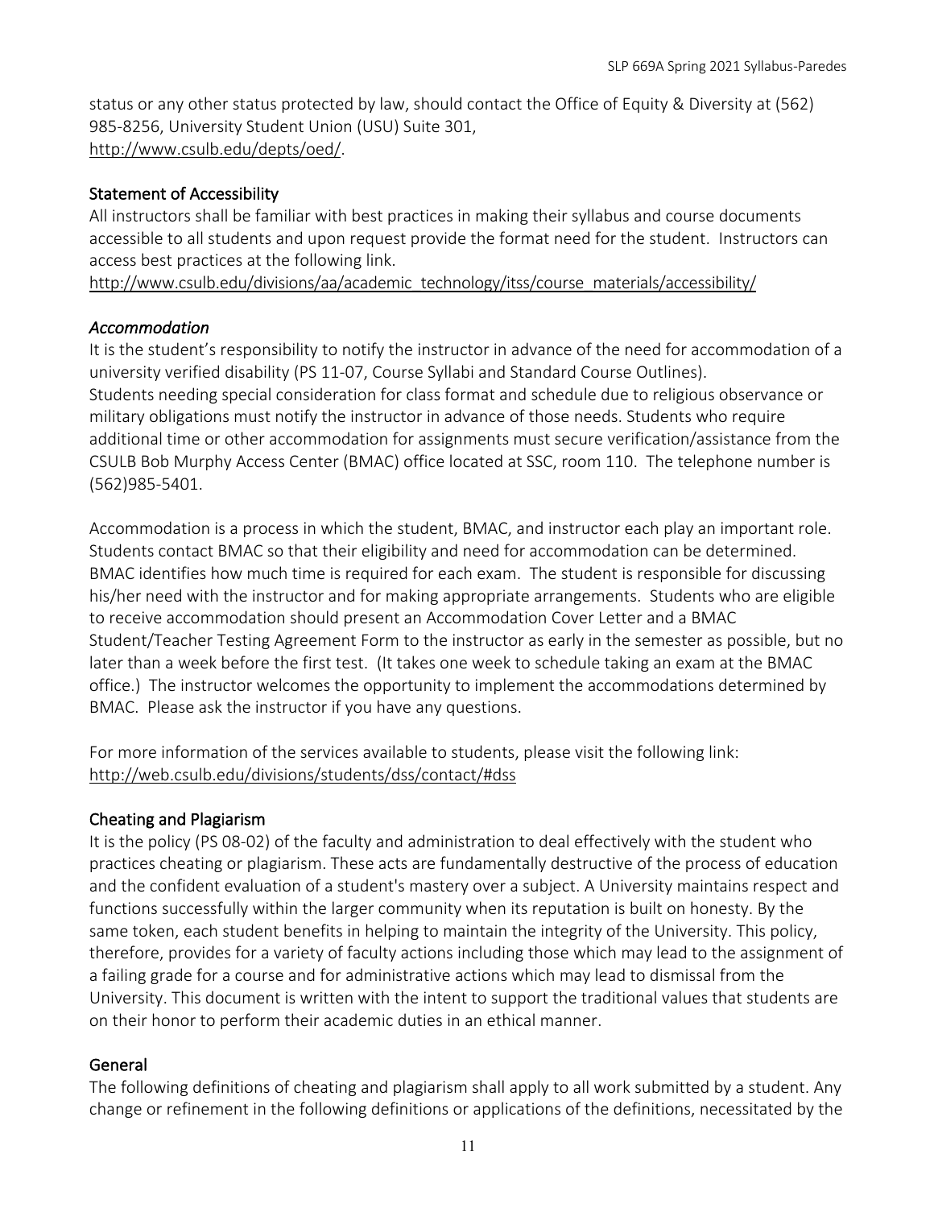status or any other status protected by law, should contact the Office of Equity & Diversity at (562) 985-8256, University Student Union (USU) Suite 301, http://www.csulb.edu/depts/oed/.

## Statement of Accessibility

All instructors shall be familiar with best practices in making their syllabus and course documents accessible to all students and upon request provide the format need for the student. Instructors can access best practices at the following link.
http://www.csulb.edu/divisions/aa/academic_technology/itss/course_materials/accessibility/

### *Accommodation*

It is the student's responsibility to notify the instructor in advance of the need for accommodation of a university verified disability (PS 11-07, Course Syllabi and Standard Course Outlines).
Students needing special consideration for class format and schedule due to religious observance or military obligations must notify the instructor in advance of those needs. Students who require additional time or other accommodation for assignments must secure verification/assistance from the CSULB Bob Murphy Access Center (BMAC) office located at SSC, room 110. The telephone number is (562)985-5401.

Accommodation is a process in which the student, BMAC, and instructor each play an important role. Students contact BMAC so that their eligibility and need for accommodation can be determined. BMAC identifies how much time is required for each exam. The student is responsible for discussing his/her need with the instructor and for making appropriate arrangements. Students who are eligible to receive accommodation should present an Accommodation Cover Letter and a BMAC Student/Teacher Testing Agreement Form to the instructor as early in the semester as possible, but no later than a week before the first test. (It takes one week to schedule taking an exam at the BMAC office.) The instructor welcomes the opportunity to implement the accommodations determined by BMAC. Please ask the instructor if you have any questions.

For more information of the services available to students, please visit the following link:
http://web.csulb.edu/divisions/students/dss/contact/#dss

## Cheating and Plagiarism

It is the policy (PS 08-02) of the faculty and administration to deal effectively with the student who practices cheating or plagiarism. These acts are fundamentally destructive of the process of education and the confident evaluation of a student's mastery over a subject. A University maintains respect and functions successfully within the larger community when its reputation is built on honesty. By the same token, each student benefits in helping to maintain the integrity of the University. This policy, therefore, provides for a variety of faculty actions including those which may lead to the assignment of a failing grade for a course and for administrative actions which may lead to dismissal from the University. This document is written with the intent to support the traditional values that students are on their honor to perform their academic duties in an ethical manner.

## General

The following definitions of cheating and plagiarism shall apply to all work submitted by a student. Any change or refinement in the following definitions or applications of the definitions, necessitated by the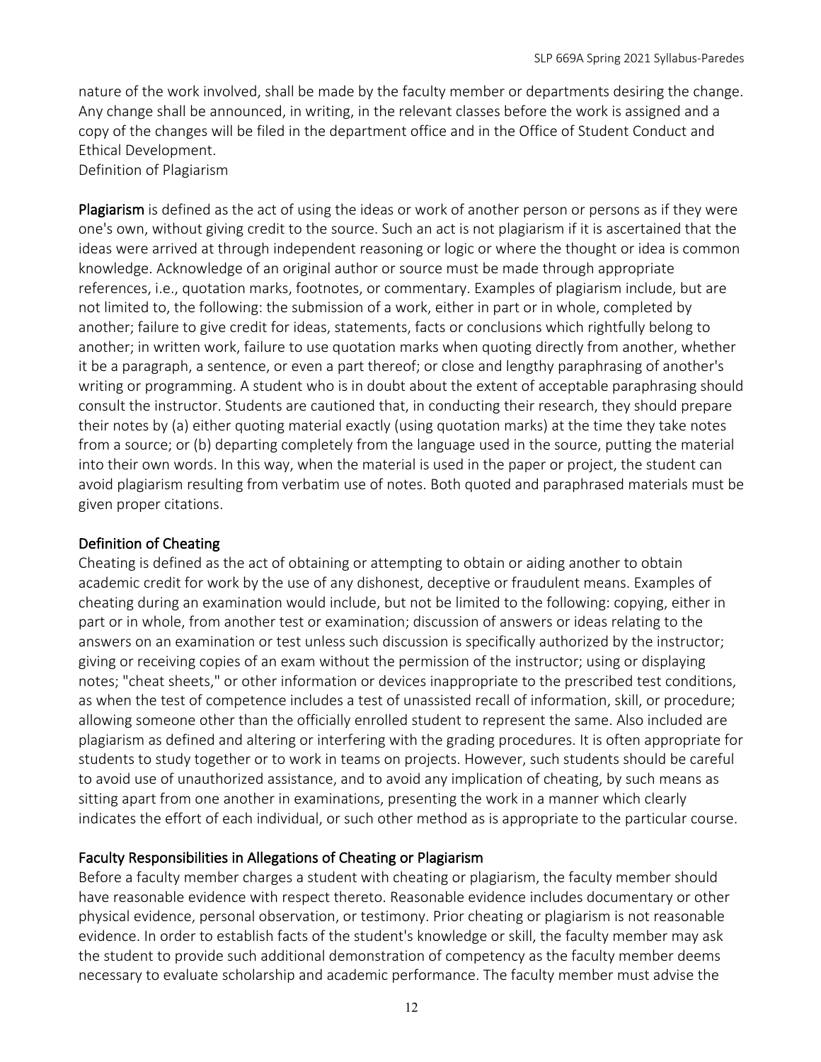nature of the work involved, shall be made by the faculty member or departments desiring the change. Any change shall be announced, in writing, in the relevant classes before the work is assigned and a copy of the changes will be filed in the department office and in the Office of Student Conduct and Ethical Development.

Definition of Plagiarism

**Plagiarism** is defined as the act of using the ideas or work of another person or persons as if they were one's own, without giving credit to the source. Such an act is not plagiarism if it is ascertained that the ideas were arrived at through independent reasoning or logic or where the thought or idea is common knowledge. Acknowledge of an original author or source must be made through appropriate references, i.e., quotation marks, footnotes, or commentary. Examples of plagiarism include, but are not limited to, the following: the submission of a work, either in part or in whole, completed by another; failure to give credit for ideas, statements, facts or conclusions which rightfully belong to another; in written work, failure to use quotation marks when quoting directly from another, whether it be a paragraph, a sentence, or even a part thereof; or close and lengthy paraphrasing of another's writing or programming. A student who is in doubt about the extent of acceptable paraphrasing should consult the instructor. Students are cautioned that, in conducting their research, they should prepare their notes by (a) either quoting material exactly (using quotation marks) at the time they take notes from a source; or (b) departing completely from the language used in the source, putting the material into their own words. In this way, when the material is used in the paper or project, the student can avoid plagiarism resulting from verbatim use of notes. Both quoted and paraphrased materials must be given proper citations.

## Definition of Cheating

Cheating is defined as the act of obtaining or attempting to obtain or aiding another to obtain academic credit for work by the use of any dishonest, deceptive or fraudulent means. Examples of cheating during an examination would include, but not be limited to the following: copying, either in part or in whole, from another test or examination; discussion of answers or ideas relating to the answers on an examination or test unless such discussion is specifically authorized by the instructor; giving or receiving copies of an exam without the permission of the instructor; using or displaying notes; "cheat sheets," or other information or devices inappropriate to the prescribed test conditions, as when the test of competence includes a test of unassisted recall of information, skill, or procedure; allowing someone other than the officially enrolled student to represent the same. Also included are plagiarism as defined and altering or interfering with the grading procedures. It is often appropriate for students to study together or to work in teams on projects. However, such students should be careful to avoid use of unauthorized assistance, and to avoid any implication of cheating, by such means as sitting apart from one another in examinations, presenting the work in a manner which clearly indicates the effort of each individual, or such other method as is appropriate to the particular course.

## Faculty Responsibilities in Allegations of Cheating or Plagiarism

Before a faculty member charges a student with cheating or plagiarism, the faculty member should have reasonable evidence with respect thereto. Reasonable evidence includes documentary or other physical evidence, personal observation, or testimony. Prior cheating or plagiarism is not reasonable evidence. In order to establish facts of the student's knowledge or skill, the faculty member may ask the student to provide such additional demonstration of competency as the faculty member deems necessary to evaluate scholarship and academic performance. The faculty member must advise the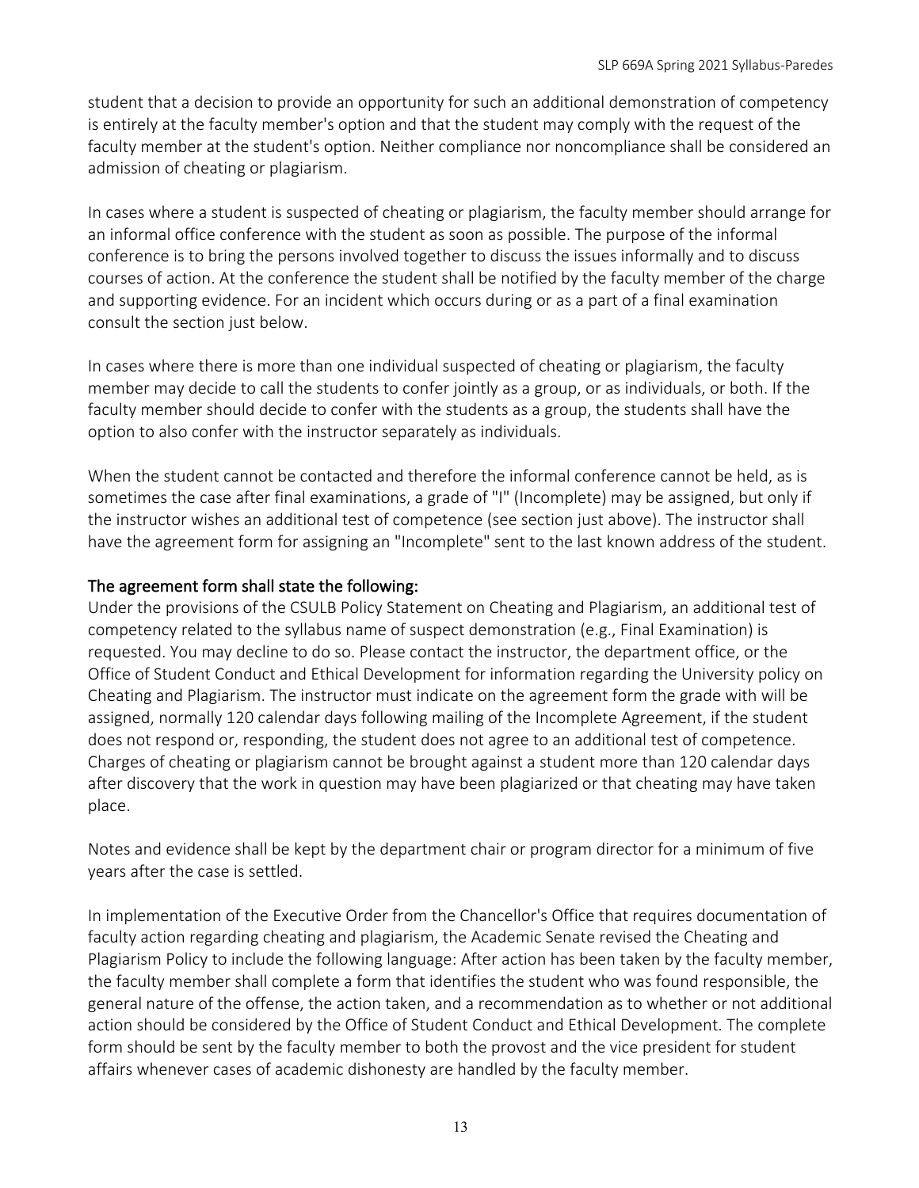student that a decision to provide an opportunity for such an additional demonstration of competency is entirely at the faculty member's option and that the student may comply with the request of the faculty member at the student's option. Neither compliance nor noncompliance shall be considered an admission of cheating or plagiarism.

In cases where a student is suspected of cheating or plagiarism, the faculty member should arrange for an informal office conference with the student as soon as possible. The purpose of the informal conference is to bring the persons involved together to discuss the issues informally and to discuss courses of action. At the conference the student shall be notified by the faculty member of the charge and supporting evidence. For an incident which occurs during or as a part of a final examination consult the section just below.

In cases where there is more than one individual suspected of cheating or plagiarism, the faculty member may decide to call the students to confer jointly as a group, or as individuals, or both. If the faculty member should decide to confer with the students as a group, the students shall have the option to also confer with the instructor separately as individuals.

When the student cannot be contacted and therefore the informal conference cannot be held, as is sometimes the case after final examinations, a grade of "I" (Incomplete) may be assigned, but only if the instructor wishes an additional test of competence (see section just above). The instructor shall have the agreement form for assigning an "Incomplete" sent to the last known address of the student.

The agreement form shall state the following:

Under the provisions of the CSULB Policy Statement on Cheating and Plagiarism, an additional test of competency related to the syllabus name of suspect demonstration (e.g., Final Examination) is requested. You may decline to do so. Please contact the instructor, the department office, or the Office of Student Conduct and Ethical Development for information regarding the University policy on Cheating and Plagiarism. The instructor must indicate on the agreement form the grade with will be assigned, normally 120 calendar days following mailing of the Incomplete Agreement, if the student does not respond or, responding, the student does not agree to an additional test of competence. Charges of cheating or plagiarism cannot be brought against a student more than 120 calendar days after discovery that the work in question may have been plagiarized or that cheating may have taken place.

Notes and evidence shall be kept by the department chair or program director for a minimum of five years after the case is settled.

In implementation of the Executive Order from the Chancellor's Office that requires documentation of faculty action regarding cheating and plagiarism, the Academic Senate revised the Cheating and Plagiarism Policy to include the following language: After action has been taken by the faculty member, the faculty member shall complete a form that identifies the student who was found responsible, the general nature of the offense, the action taken, and a recommendation as to whether or not additional action should be considered by the Office of Student Conduct and Ethical Development. The complete form should be sent by the faculty member to both the provost and the vice president for student affairs whenever cases of academic dishonesty are handled by the faculty member.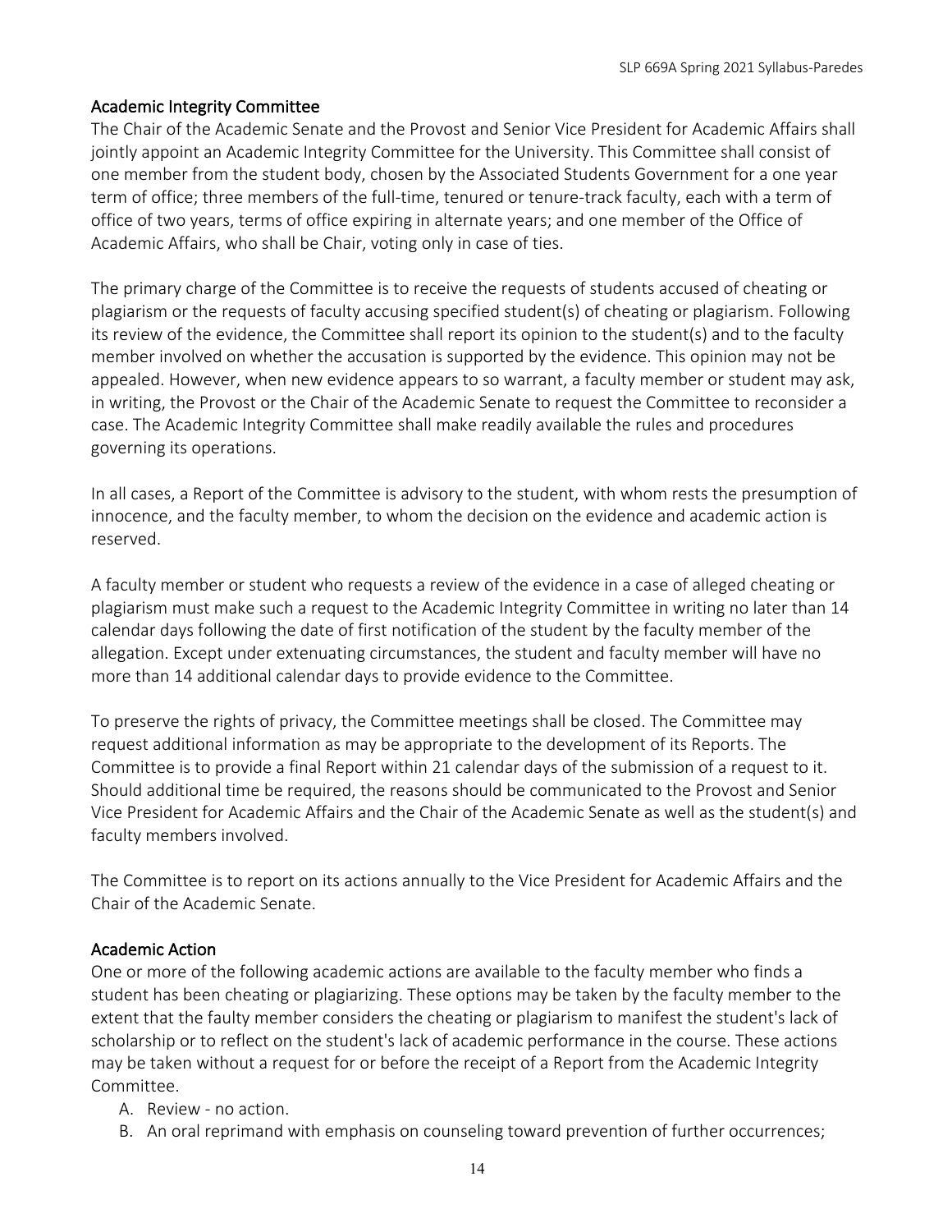## Academic Integrity Committee

The Chair of the Academic Senate and the Provost and Senior Vice President for Academic Affairs shall jointly appoint an Academic Integrity Committee for the University. This Committee shall consist of one member from the student body, chosen by the Associated Students Government for a one year term of office; three members of the full-time, tenured or tenure-track faculty, each with a term of office of two years, terms of office expiring in alternate years; and one member of the Office of Academic Affairs, who shall be Chair, voting only in case of ties.

The primary charge of the Committee is to receive the requests of students accused of cheating or plagiarism or the requests of faculty accusing specified student(s) of cheating or plagiarism. Following its review of the evidence, the Committee shall report its opinion to the student(s) and to the faculty member involved on whether the accusation is supported by the evidence. This opinion may not be appealed. However, when new evidence appears to so warrant, a faculty member or student may ask, in writing, the Provost or the Chair of the Academic Senate to request the Committee to reconsider a case. The Academic Integrity Committee shall make readily available the rules and procedures governing its operations.

In all cases, a Report of the Committee is advisory to the student, with whom rests the presumption of innocence, and the faculty member, to whom the decision on the evidence and academic action is reserved.

A faculty member or student who requests a review of the evidence in a case of alleged cheating or plagiarism must make such a request to the Academic Integrity Committee in writing no later than 14 calendar days following the date of first notification of the student by the faculty member of the allegation. Except under extenuating circumstances, the student and faculty member will have no more than 14 additional calendar days to provide evidence to the Committee.

To preserve the rights of privacy, the Committee meetings shall be closed. The Committee may request additional information as may be appropriate to the development of its Reports. The Committee is to provide a final Report within 21 calendar days of the submission of a request to it. Should additional time be required, the reasons should be communicated to the Provost and Senior Vice President for Academic Affairs and the Chair of the Academic Senate as well as the student(s) and faculty members involved.

The Committee is to report on its actions annually to the Vice President for Academic Affairs and the Chair of the Academic Senate.

## Academic Action

One or more of the following academic actions are available to the faculty member who finds a student has been cheating or plagiarizing. These options may be taken by the faculty member to the extent that the faulty member considers the cheating or plagiarism to manifest the student's lack of scholarship or to reflect on the student's lack of academic performance in the course. These actions may be taken without a request for or before the receipt of a Report from the Academic Integrity Committee.

A. Review - no action.
B. An oral reprimand with emphasis on counseling toward prevention of further occurrences;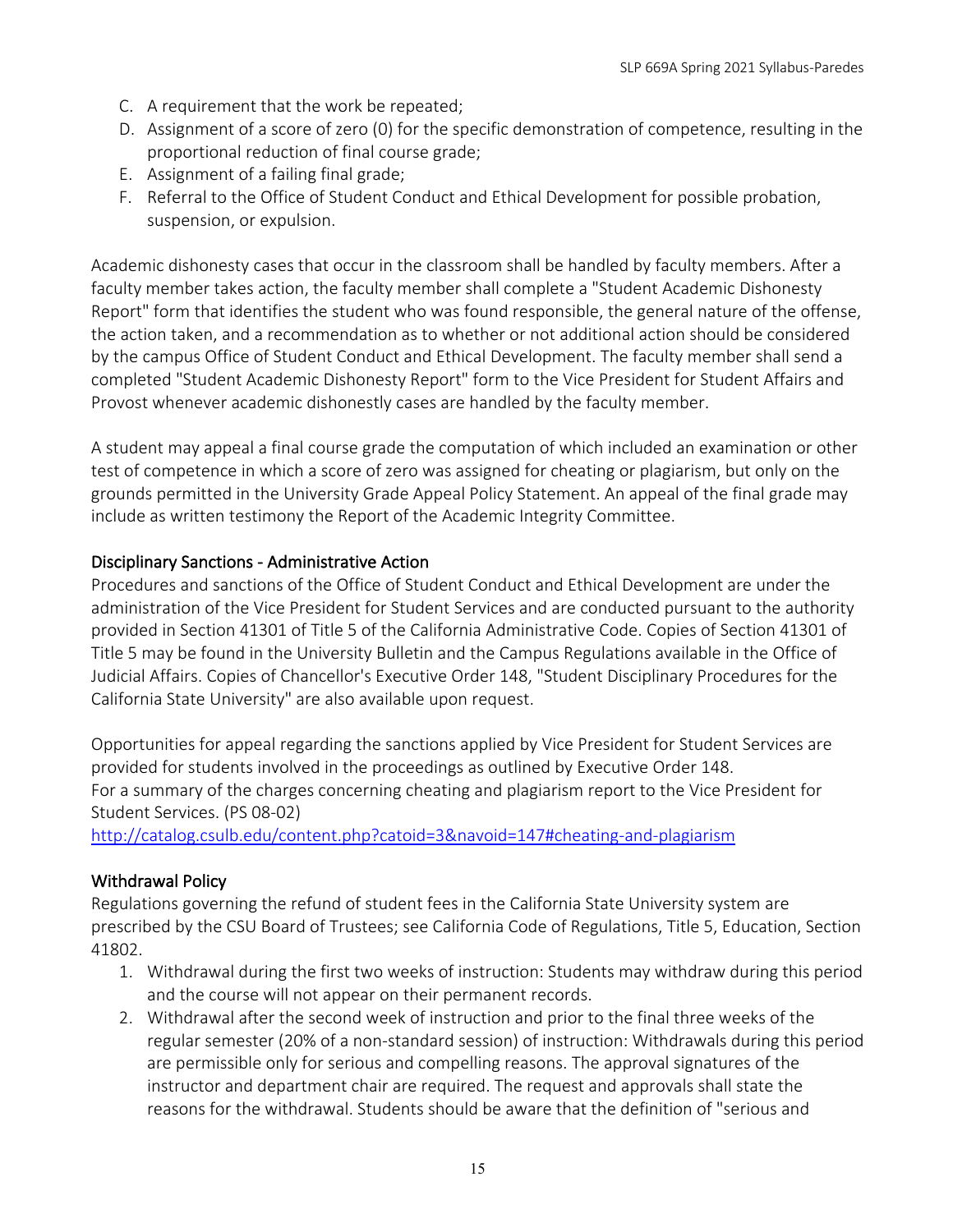C. A requirement that the work be repeated;
D. Assignment of a score of zero (0) for the specific demonstration of competence, resulting in the proportional reduction of final course grade;
E. Assignment of a failing final grade;
F. Referral to the Office of Student Conduct and Ethical Development for possible probation, suspension, or expulsion.

Academic dishonesty cases that occur in the classroom shall be handled by faculty members. After a faculty member takes action, the faculty member shall complete a "Student Academic Dishonesty Report" form that identifies the student who was found responsible, the general nature of the offense, the action taken, and a recommendation as to whether or not additional action should be considered by the campus Office of Student Conduct and Ethical Development. The faculty member shall send a completed "Student Academic Dishonesty Report" form to the Vice President for Student Affairs and Provost whenever academic dishonestly cases are handled by the faculty member.

A student may appeal a final course grade the computation of which included an examination or other test of competence in which a score of zero was assigned for cheating or plagiarism, but only on the grounds permitted in the University Grade Appeal Policy Statement. An appeal of the final grade may include as written testimony the Report of the Academic Integrity Committee.

### Disciplinary Sanctions - Administrative Action

Procedures and sanctions of the Office of Student Conduct and Ethical Development are under the administration of the Vice President for Student Services and are conducted pursuant to the authority provided in Section 41301 of Title 5 of the California Administrative Code. Copies of Section 41301 of Title 5 may be found in the University Bulletin and the Campus Regulations available in the Office of Judicial Affairs. Copies of Chancellor's Executive Order 148, "Student Disciplinary Procedures for the California State University" are also available upon request.

Opportunities for appeal regarding the sanctions applied by Vice President for Student Services are provided for students involved in the proceedings as outlined by Executive Order 148.
For a summary of the charges concerning cheating and plagiarism report to the Vice President for Student Services. (PS 08-02)
http://catalog.csulb.edu/content.php?catoid=3&navoid=147#cheating-and-plagiarism

### Withdrawal Policy

Regulations governing the refund of student fees in the California State University system are prescribed by the CSU Board of Trustees; see California Code of Regulations, Title 5, Education, Section 41802.

1. Withdrawal during the first two weeks of instruction: Students may withdraw during this period and the course will not appear on their permanent records.
2. Withdrawal after the second week of instruction and prior to the final three weeks of the regular semester (20% of a non-standard session) of instruction: Withdrawals during this period are permissible only for serious and compelling reasons. The approval signatures of the instructor and department chair are required. The request and approvals shall state the reasons for the withdrawal. Students should be aware that the definition of "serious and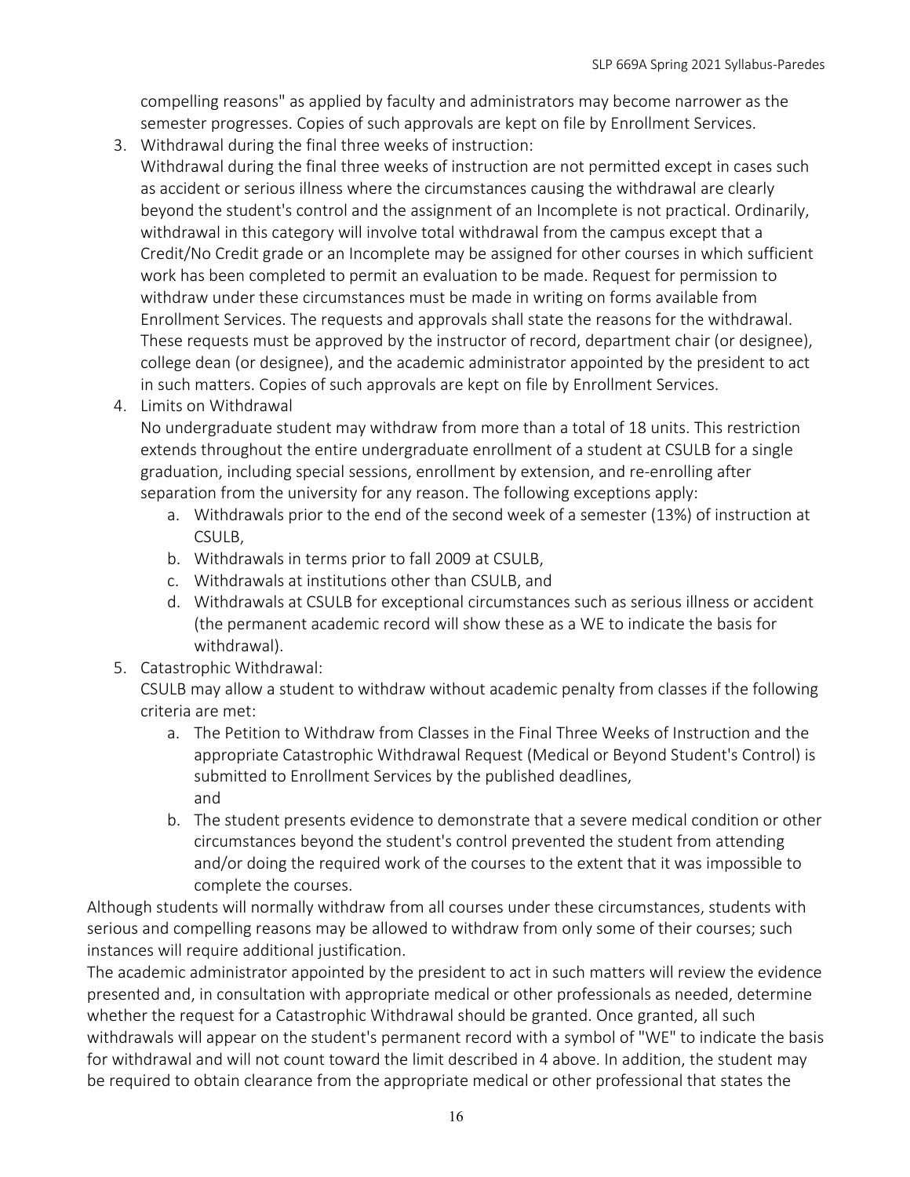compelling reasons" as applied by faculty and administrators may become narrower as the semester progresses. Copies of such approvals are kept on file by Enrollment Services.

3. Withdrawal during the final three weeks of instruction:
   Withdrawal during the final three weeks of instruction are not permitted except in cases such as accident or serious illness where the circumstances causing the withdrawal are clearly beyond the student's control and the assignment of an Incomplete is not practical. Ordinarily, withdrawal in this category will involve total withdrawal from the campus except that a Credit/No Credit grade or an Incomplete may be assigned for other courses in which sufficient work has been completed to permit an evaluation to be made. Request for permission to withdraw under these circumstances must be made in writing on forms available from Enrollment Services. The requests and approvals shall state the reasons for the withdrawal. These requests must be approved by the instructor of record, department chair (or designee), college dean (or designee), and the academic administrator appointed by the president to act in such matters. Copies of such approvals are kept on file by Enrollment Services.
4. Limits on Withdrawal
   No undergraduate student may withdraw from more than a total of 18 units. This restriction extends throughout the entire undergraduate enrollment of a student at CSULB for a single graduation, including special sessions, enrollment by extension, and re-enrolling after separation from the university for any reason. The following exceptions apply:
   a. Withdrawals prior to the end of the second week of a semester (13%) of instruction at CSULB,
   b. Withdrawals in terms prior to fall 2009 at CSULB,
   c. Withdrawals at institutions other than CSULB, and
   d. Withdrawals at CSULB for exceptional circumstances such as serious illness or accident (the permanent academic record will show these as a WE to indicate the basis for withdrawal).
5. Catastrophic Withdrawal:
   CSULB may allow a student to withdraw without academic penalty from classes if the following criteria are met:
   a. The Petition to Withdraw from Classes in the Final Three Weeks of Instruction and the appropriate Catastrophic Withdrawal Request (Medical or Beyond Student's Control) is submitted to Enrollment Services by the published deadlines,
      and
   b. The student presents evidence to demonstrate that a severe medical condition or other circumstances beyond the student's control prevented the student from attending and/or doing the required work of the courses to the extent that it was impossible to complete the courses.

Although students will normally withdraw from all courses under these circumstances, students with serious and compelling reasons may be allowed to withdraw from only some of their courses; such instances will require additional justification.

The academic administrator appointed by the president to act in such matters will review the evidence presented and, in consultation with appropriate medical or other professionals as needed, determine whether the request for a Catastrophic Withdrawal should be granted. Once granted, all such withdrawals will appear on the student's permanent record with a symbol of "WE" to indicate the basis for withdrawal and will not count toward the limit described in 4 above. In addition, the student may be required to obtain clearance from the appropriate medical or other professional that states the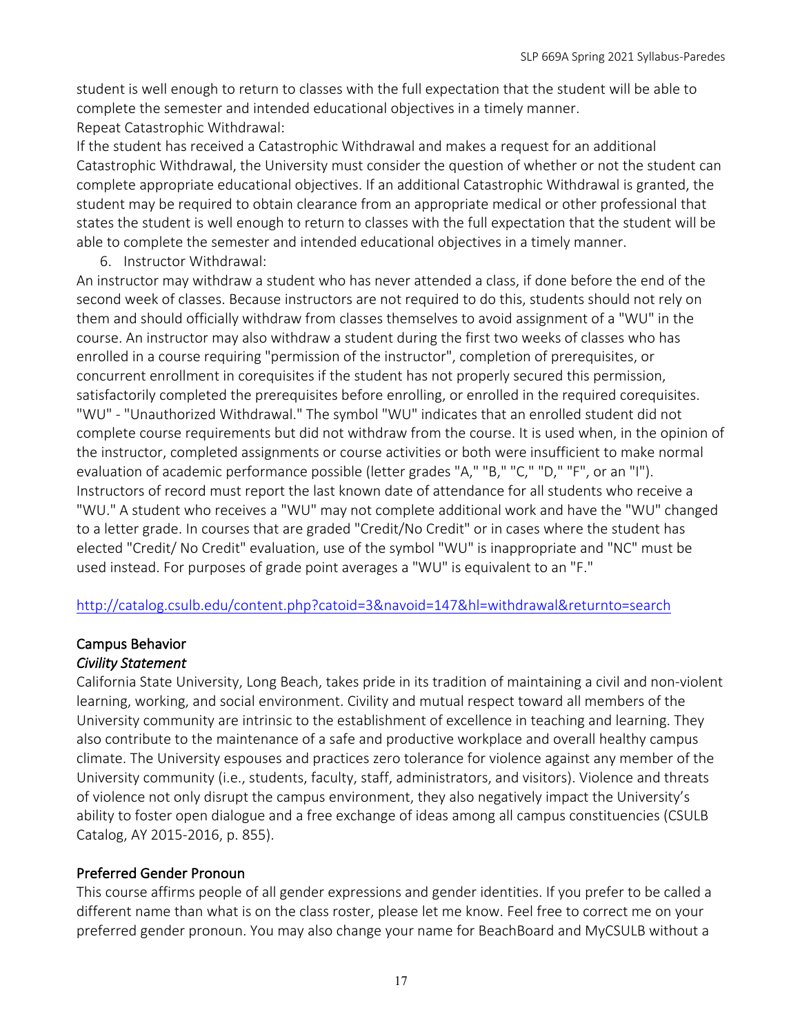student is well enough to return to classes with the full expectation that the student will be able to complete the semester and intended educational objectives in a timely manner.
Repeat Catastrophic Withdrawal:
If the student has received a Catastrophic Withdrawal and makes a request for an additional Catastrophic Withdrawal, the University must consider the question of whether or not the student can complete appropriate educational objectives. If an additional Catastrophic Withdrawal is granted, the student may be required to obtain clearance from an appropriate medical or other professional that states the student is well enough to return to classes with the full expectation that the student will be able to complete the semester and intended educational objectives in a timely manner.

6. Instructor Withdrawal:

An instructor may withdraw a student who has never attended a class, if done before the end of the second week of classes. Because instructors are not required to do this, students should not rely on them and should officially withdraw from classes themselves to avoid assignment of a "WU" in the course. An instructor may also withdraw a student during the first two weeks of classes who has enrolled in a course requiring "permission of the instructor", completion of prerequisites, or concurrent enrollment in corequisites if the student has not properly secured this permission, satisfactorily completed the prerequisites before enrolling, or enrolled in the required corequisites.
"WU" - "Unauthorized Withdrawal." The symbol "WU" indicates that an enrolled student did not complete course requirements but did not withdraw from the course. It is used when, in the opinion of the instructor, completed assignments or course activities or both were insufficient to make normal evaluation of academic performance possible (letter grades "A," "B," "C," "D," "F", or an "I"). Instructors of record must report the last known date of attendance for all students who receive a "WU." A student who receives a "WU" may not complete additional work and have the "WU" changed to a letter grade. In courses that are graded "Credit/No Credit" or in cases where the student has elected "Credit/ No Credit" evaluation, use of the symbol "WU" is inappropriate and "NC" must be used instead. For purposes of grade point averages a "WU" is equivalent to an "F."

http://catalog.csulb.edu/content.php?catoid=3&navoid=147&hl=withdrawal&returnto=search

## Campus Behavior

### *Civility Statement*

California State University, Long Beach, takes pride in its tradition of maintaining a civil and non-violent learning, working, and social environment. Civility and mutual respect toward all members of the University community are intrinsic to the establishment of excellence in teaching and learning. They also contribute to the maintenance of a safe and productive workplace and overall healthy campus climate. The University espouses and practices zero tolerance for violence against any member of the University community (i.e., students, faculty, staff, administrators, and visitors). Violence and threats of violence not only disrupt the campus environment, they also negatively impact the University's ability to foster open dialogue and a free exchange of ideas among all campus constituencies (CSULB Catalog, AY 2015-2016, p. 855).

## Preferred Gender Pronoun

This course affirms people of all gender expressions and gender identities. If you prefer to be called a different name than what is on the class roster, please let me know. Feel free to correct me on your preferred gender pronoun. You may also change your name for BeachBoard and MyCSULB without a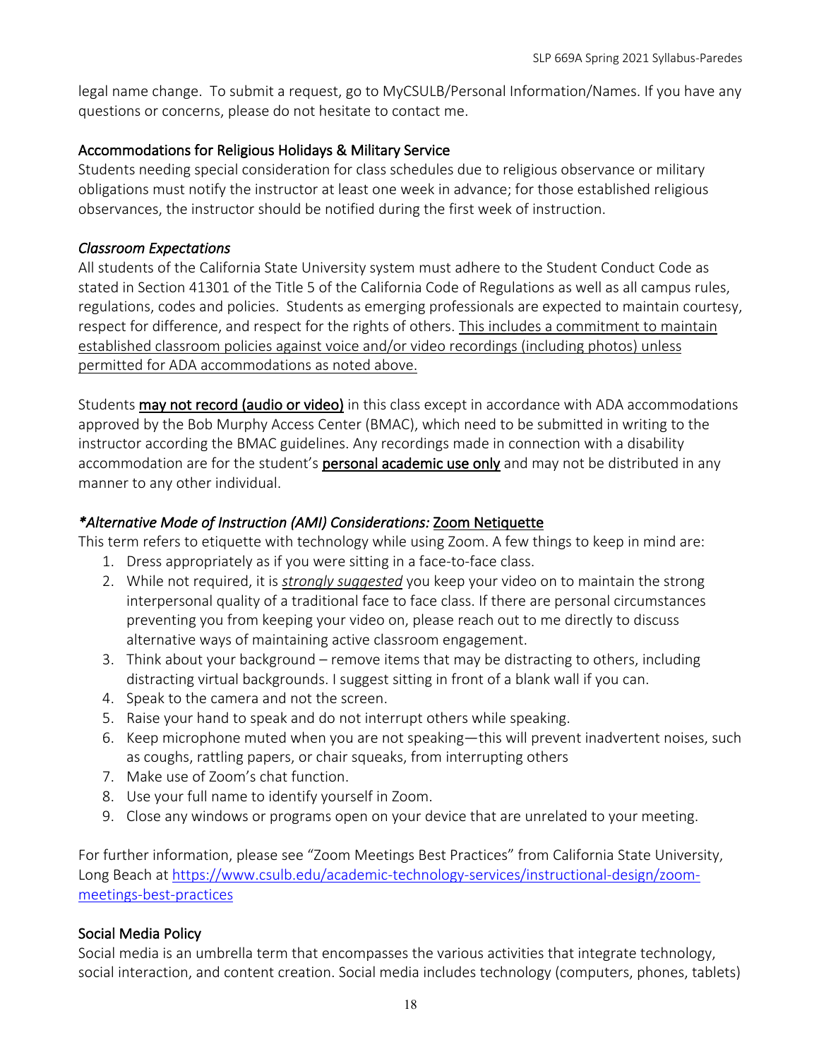legal name change. To submit a request, go to MyCSULB/Personal Information/Names. If you have any questions or concerns, please do not hesitate to contact me.

### Accommodations for Religious Holidays & Military Service

Students needing special consideration for class schedules due to religious observance or military obligations must notify the instructor at least one week in advance; for those established religious observances, the instructor should be notified during the first week of instruction.

### *Classroom Expectations*

All students of the California State University system must adhere to the Student Conduct Code as stated in Section 41301 of the Title 5 of the California Code of Regulations as well as all campus rules, regulations, codes and policies. Students as emerging professionals are expected to maintain courtesy, respect for difference, and respect for the rights of others. <u>This includes a commitment to maintain established classroom policies against voice and/or video recordings (including photos) unless permitted for ADA accommodations as noted above.</u>

Students **<u>may not record (audio or video)</u>** in this class except in accordance with ADA accommodations approved by the Bob Murphy Access Center (BMAC), which need to be submitted in writing to the instructor according the BMAC guidelines. Any recordings made in connection with a disability accommodation are for the student's **<u>personal academic use only</u>** and may not be distributed in any manner to any other individual.

### *\*Alternative Mode of Instruction (AMI) Considerations:* <u>Zoom Netiquette</u>

This term refers to etiquette with technology while using Zoom. A few things to keep in mind are:

1. Dress appropriately as if you were sitting in a face-to-face class.
2. While not required, it is *<u>strongly suggested</u>* you keep your video on to maintain the strong interpersonal quality of a traditional face to face class. If there are personal circumstances preventing you from keeping your video on, please reach out to me directly to discuss alternative ways of maintaining active classroom engagement.
3. Think about your background – remove items that may be distracting to others, including distracting virtual backgrounds. I suggest sitting in front of a blank wall if you can.
4. Speak to the camera and not the screen.
5. Raise your hand to speak and do not interrupt others while speaking.
6. Keep microphone muted when you are not speaking—this will prevent inadvertent noises, such as coughs, rattling papers, or chair squeaks, from interrupting others
7. Make use of Zoom's chat function.
8. Use your full name to identify yourself in Zoom.
9. Close any windows or programs open on your device that are unrelated to your meeting.

For further information, please see "Zoom Meetings Best Practices" from California State University, Long Beach at https://www.csulb.edu/academic-technology-services/instructional-design/zoom-meetings-best-practices

### Social Media Policy

Social media is an umbrella term that encompasses the various activities that integrate technology, social interaction, and content creation. Social media includes technology (computers, phones, tablets)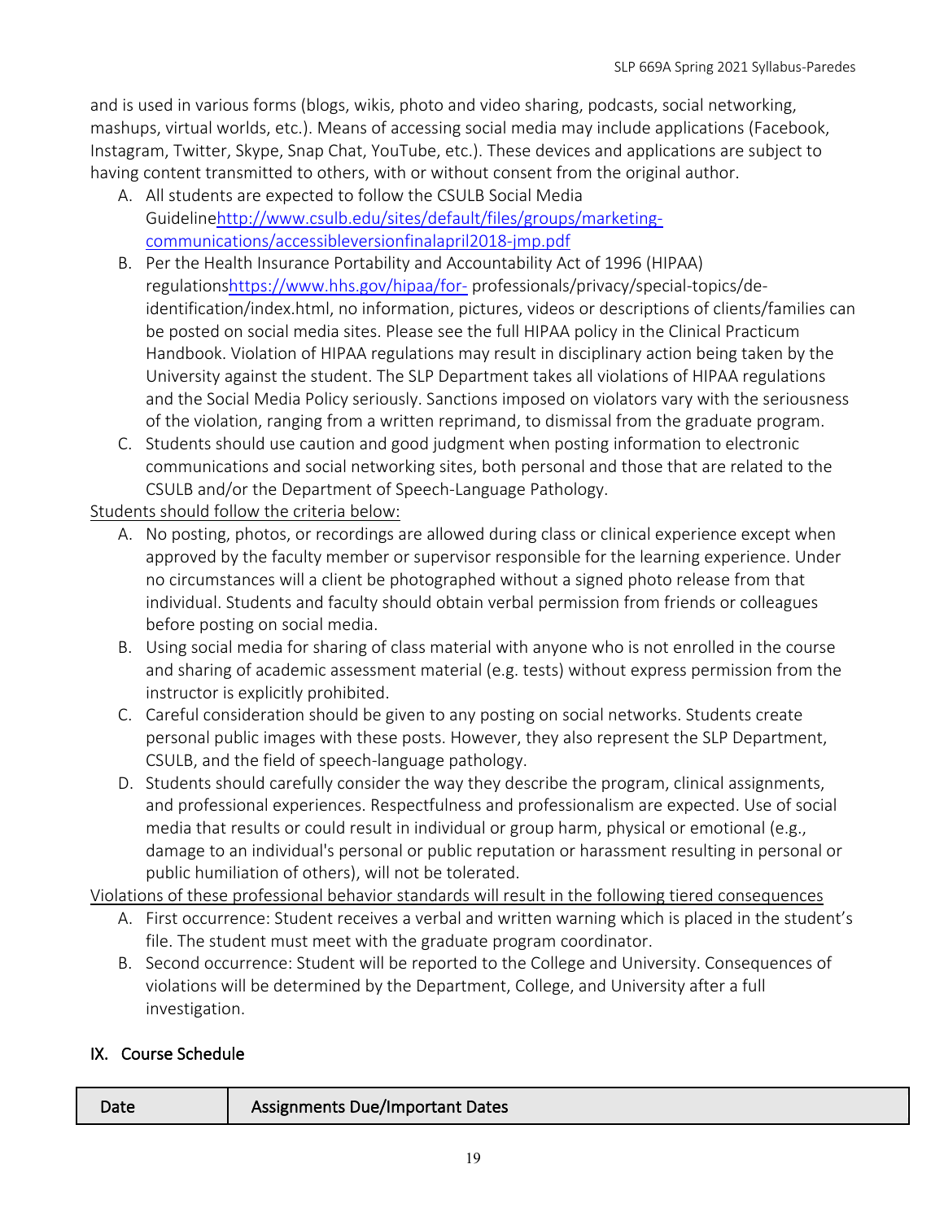and is used in various forms (blogs, wikis, photo and video sharing, podcasts, social networking, mashups, virtual worlds, etc.). Means of accessing social media may include applications (Facebook, Instagram, Twitter, Skype, Snap Chat, YouTube, etc.). These devices and applications are subject to having content transmitted to others, with or without consent from the original author.

A. All students are expected to follow the CSULB Social Media Guidelinehttp://www.csulb.edu/sites/default/files/groups/marketing-communications/accessibleversionfinalapril2018-jmp.pdf
B. Per the Health Insurance Portability and Accountability Act of 1996 (HIPAA) regulationshttps://www.hhs.gov/hipaa/for- professionals/privacy/special-topics/de-identification/index.html, no information, pictures, videos or descriptions of clients/families can be posted on social media sites. Please see the full HIPAA policy in the Clinical Practicum Handbook. Violation of HIPAA regulations may result in disciplinary action being taken by the University against the student. The SLP Department takes all violations of HIPAA regulations and the Social Media Policy seriously. Sanctions imposed on violators vary with the seriousness of the violation, ranging from a written reprimand, to dismissal from the graduate program.
C. Students should use caution and good judgment when posting information to electronic communications and social networking sites, both personal and those that are related to the CSULB and/or the Department of Speech-Language Pathology.

Students should follow the criteria below:

A. No posting, photos, or recordings are allowed during class or clinical experience except when approved by the faculty member or supervisor responsible for the learning experience. Under no circumstances will a client be photographed without a signed photo release from that individual. Students and faculty should obtain verbal permission from friends or colleagues before posting on social media.
B. Using social media for sharing of class material with anyone who is not enrolled in the course and sharing of academic assessment material (e.g. tests) without express permission from the instructor is explicitly prohibited.
C. Careful consideration should be given to any posting on social networks. Students create personal public images with these posts. However, they also represent the SLP Department, CSULB, and the field of speech-language pathology.
D. Students should carefully consider the way they describe the program, clinical assignments, and professional experiences. Respectfulness and professionalism are expected. Use of social media that results or could result in individual or group harm, physical or emotional (e.g., damage to an individual's personal or public reputation or harassment resulting in personal or public humiliation of others), will not be tolerated.

Violations of these professional behavior standards will result in the following tiered consequences

A. First occurrence: Student receives a verbal and written warning which is placed in the student's file. The student must meet with the graduate program coordinator.
B. Second occurrence: Student will be reported to the College and University. Consequences of violations will be determined by the Department, College, and University after a full investigation.

## IX. Course Schedule

| Date | Assignments Due/Important Dates |
|---|---|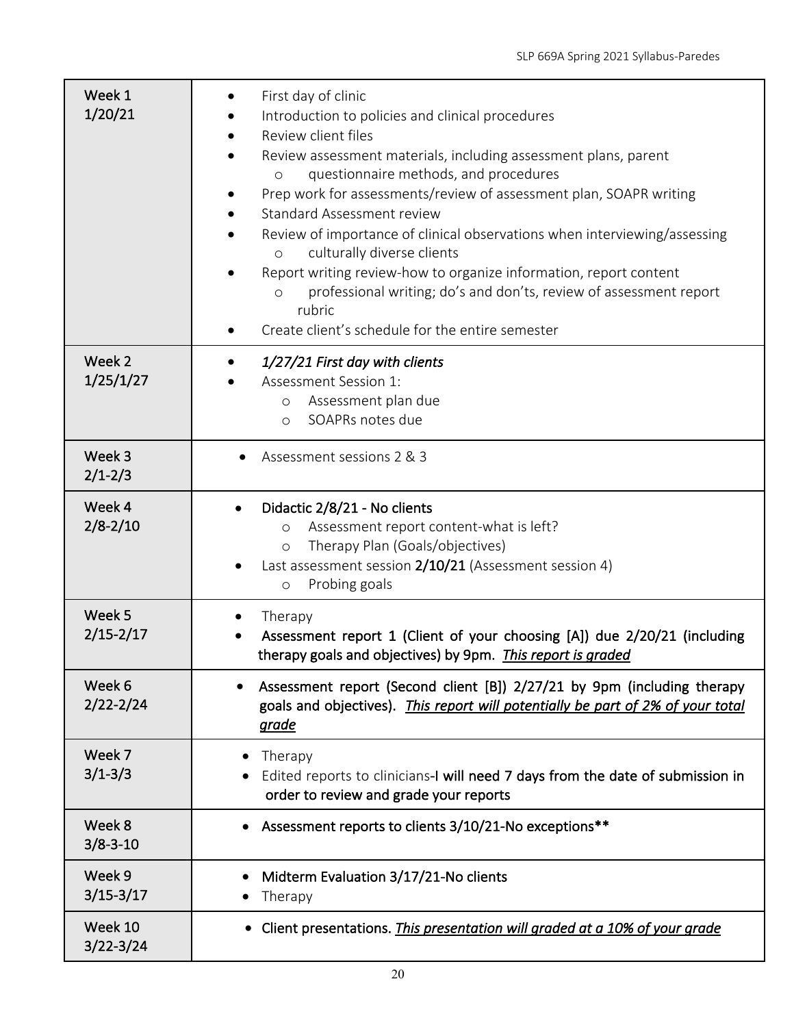| Week | Activities |
| --- | --- |
| Week 1<br>1/20/21 | • First day of clinic<br>• Introduction to policies and clinical procedures<br>• Review client files<br>• Review assessment materials, including assessment plans, parent<br>  o questionnaire methods, and procedures<br>• Prep work for assessments/review of assessment plan, SOAPR writing<br>• Standard Assessment review<br>• Review of importance of clinical observations when interviewing/assessing<br>  o culturally diverse clients<br>• Report writing review-how to organize information, report content<br>  o professional writing; do's and don'ts, review of assessment report rubric<br>• Create client's schedule for the entire semester |
| Week 2<br>1/25/1/27 | • *1/27/21 First day with clients*<br>• Assessment Session 1:<br>  o Assessment plan due<br>  o SOAPRs notes due |
| Week 3<br>2/1-2/3 | • Assessment sessions 2 & 3 |
| Week 4<br>2/8-2/10 | • Didactic 2/8/21 - No clients<br>  o Assessment report content-what is left?<br>  o Therapy Plan (Goals/objectives)<br>• Last assessment session **2/10/21** (Assessment session 4)<br>  o Probing goals |
| Week 5<br>2/15-2/17 | • Therapy<br>• **Assessment report 1 (Client of your choosing [A]) due 2/20/21 (including therapy goals and objectives) by 9pm.** ***<u>This report is graded</u>*** |
| Week 6<br>2/22-2/24 | • **Assessment report (Second client [B]) 2/27/21 by 9pm (including therapy goals and objectives).** ***<u>This report will potentially be part of 2% of your total grade</u>*** |
| Week 7<br>3/1-3/3 | • Therapy<br>• Edited reports to clinicians-**I will need 7 days from the date of submission in order to review and grade your reports** |
| Week 8<br>3/8-3-10 | • **Assessment reports to clients 3/10/21-No exceptions**** |
| Week 9<br>3/15-3/17 | • **Midterm Evaluation 3/17/21-No clients**<br>• Therapy |
| Week 10<br>3/22-3/24 | • **Client presentations.** ***<u>This presentation will graded at a 10% of your grade</u>*** |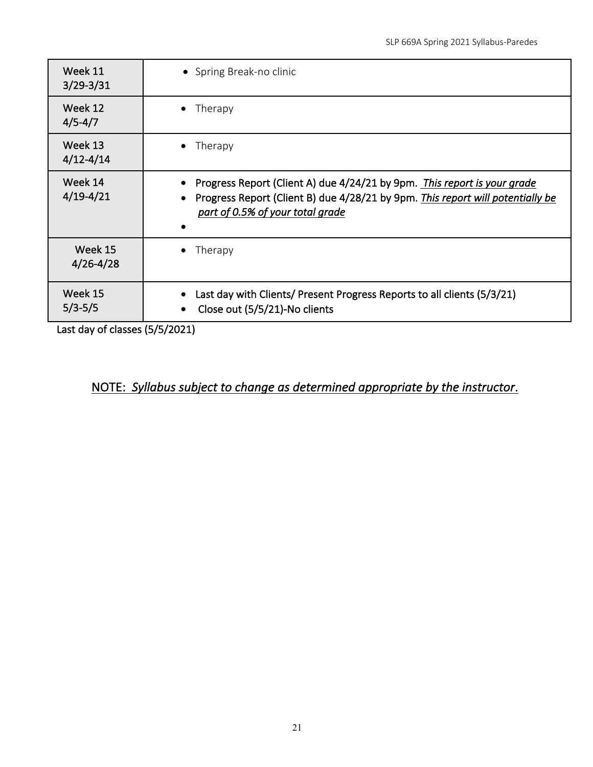| | |
|---|---|
| Week 11<br>3/29-3/31 | • Spring Break-no clinic |
| Week 12<br>4/5-4/7 | • Therapy |
| Week 13<br>4/12-4/14 | • Therapy |
| Week 14<br>4/19-4/21 | • Progress Report (Client A) due 4/24/21 by 9pm. *<u>This report is your grade</u>*<br>• Progress Report (Client B) due 4/28/21 by 9pm. *<u>This report will potentially be part of 0.5% of your total grade</u>*<br>• |
| Week 15<br>4/26-4/28 | • Therapy |
| Week 15<br>5/3-5/5 | • Last day with Clients/ Present Progress Reports to all clients (5/3/21)<br>• Close out (5/5/21)-No clients |

Last day of classes (5/5/2021)

<u>NOTE: *Syllabus subject to change as determined appropriate by the instructor*.</u>